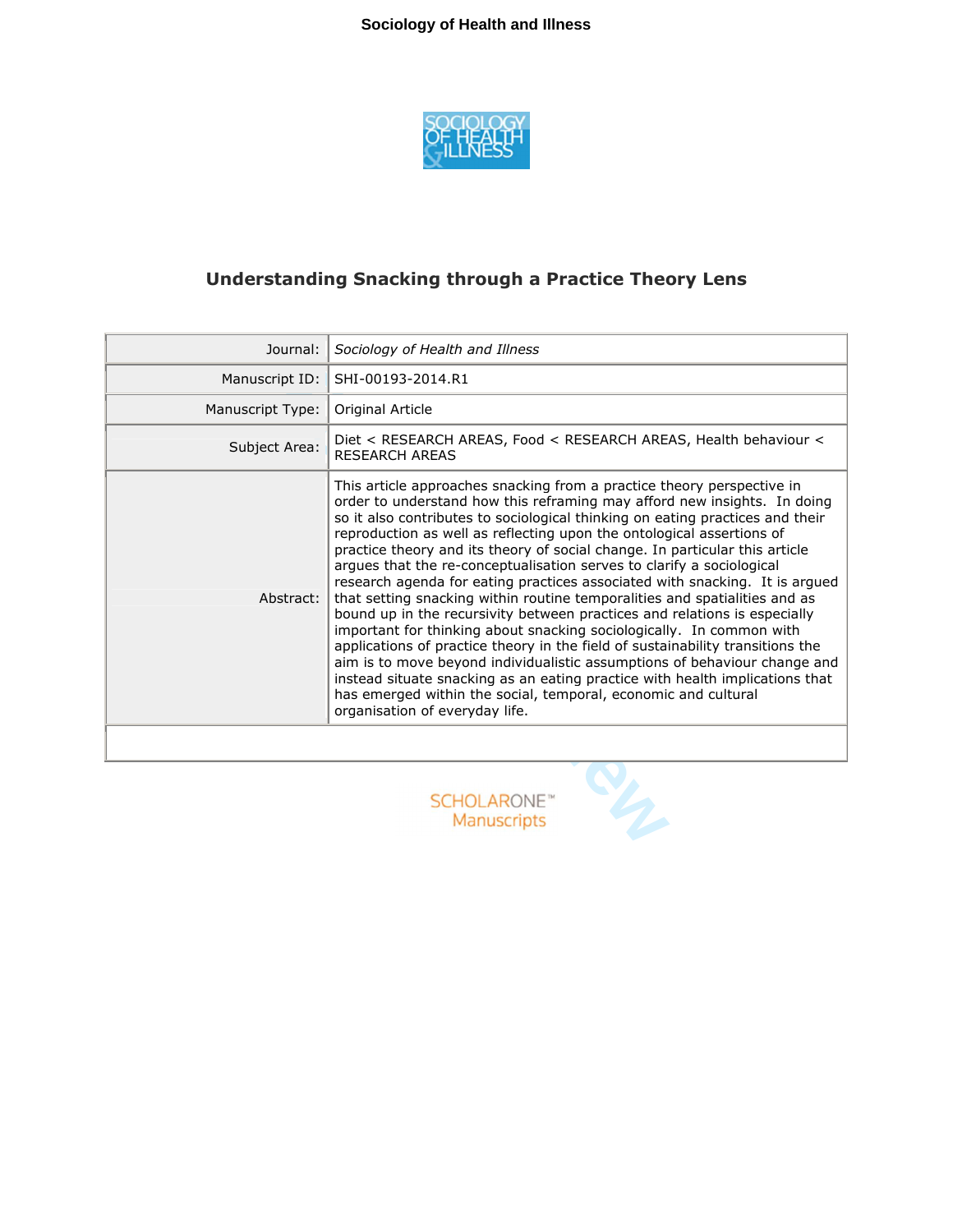# Understanding Snacking through a Practice Theory Lens

| | |
|---|---|
| Journal: | *Sociology of Health and Illness* |
| Manuscript ID: | SHI-00193-2014.R1 |
| Manuscript Type: | Original Article |
| Subject Area: | Diet < RESEARCH AREAS, Food < RESEARCH AREAS, Health behaviour < RESEARCH AREAS |
| Abstract: | This article approaches snacking from a practice theory perspective in order to understand how this reframing may afford new insights. In doing so it also contributes to sociological thinking on eating practices and their reproduction as well as reflecting upon the ontological assertions of practice theory and its theory of social change. In particular this article argues that the re-conceptualisation serves to clarify a sociological research agenda for eating practices associated with snacking. It is argued that setting snacking within routine temporalities and spatialities and as bound up in the recursivity between practices and relations is especially important for thinking about snacking sociologically. In common with applications of practice theory in the field of sustainability transitions the aim is to move beyond individualistic assumptions of behaviour change and instead situate snacking as an eating practice with health implications that has emerged within the social, temporal, economic and cultural organisation of everyday life. |

SCHOLARONE™ Manuscripts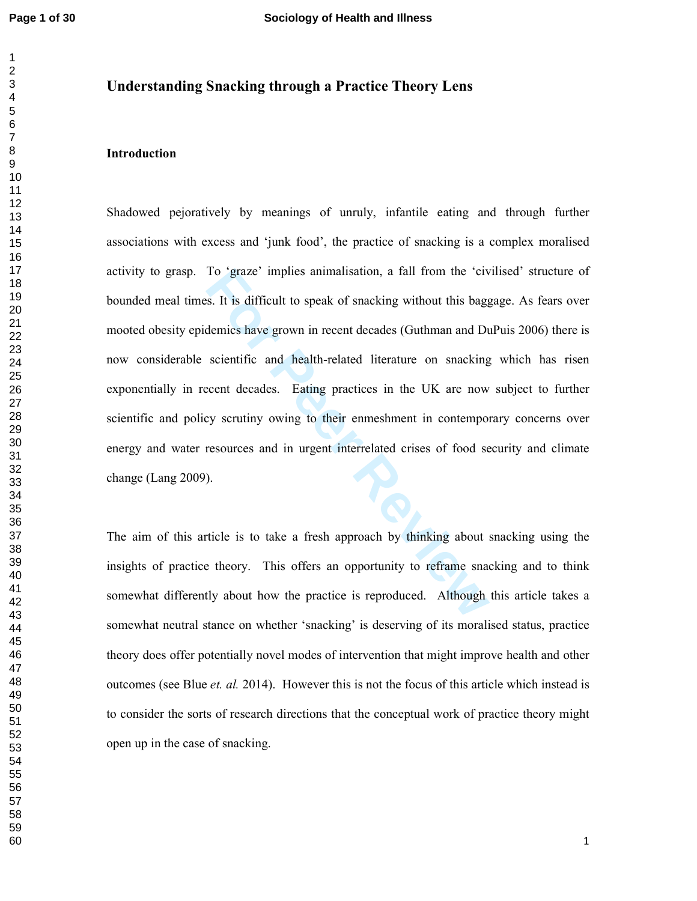# Understanding Snacking through a Practice Theory Lens

## Introduction

Shadowed pejoratively by meanings of unruly, infantile eating and through further associations with excess and 'junk food', the practice of snacking is a complex moralised activity to grasp. To 'graze' implies animalisation, a fall from the 'civilised' structure of bounded meal times. It is difficult to speak of snacking without this baggage. As fears over mooted obesity epidemics have grown in recent decades (Guthman and DuPuis 2006) there is now considerable scientific and health-related literature on snacking which has risen exponentially in recent decades. Eating practices in the UK are now subject to further scientific and policy scrutiny owing to their enmeshment in contemporary concerns over energy and water resources and in urgent interrelated crises of food security and climate change (Lang 2009).

The aim of this article is to take a fresh approach by thinking about snacking using the insights of practice theory. This offers an opportunity to reframe snacking and to think somewhat differently about how the practice is reproduced. Although this article takes a somewhat neutral stance on whether 'snacking' is deserving of its moralised status, practice theory does offer potentially novel modes of intervention that might improve health and other outcomes (see Blue *et. al.* 2014). However this is not the focus of this article which instead is to consider the sorts of research directions that the conceptual work of practice theory might open up in the case of snacking.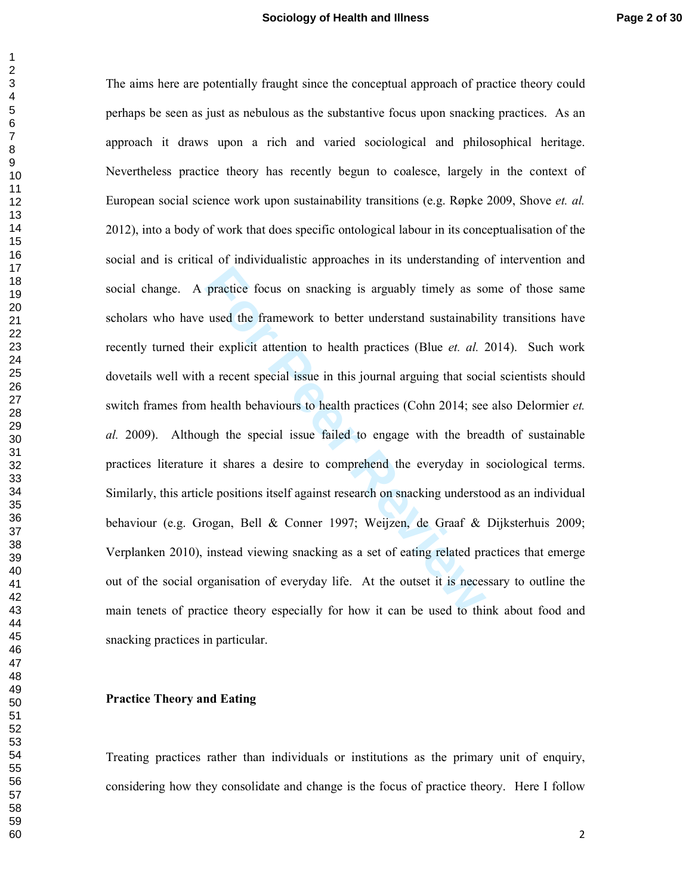The aims here are potentially fraught since the conceptual approach of practice theory could perhaps be seen as just as nebulous as the substantive focus upon snacking practices. As an approach it draws upon a rich and varied sociological and philosophical heritage. Nevertheless practice theory has recently begun to coalesce, largely in the context of European social science work upon sustainability transitions (e.g. Røpke 2009, Shove *et. al.* 2012), into a body of work that does specific ontological labour in its conceptualisation of the social and is critical of individualistic approaches in its understanding of intervention and social change. A practice focus on snacking is arguably timely as some of those same scholars who have used the framework to better understand sustainability transitions have recently turned their explicit attention to health practices (Blue *et. al.* 2014). Such work dovetails well with a recent special issue in this journal arguing that social scientists should switch frames from health behaviours to health practices (Cohn 2014; see also Delormier *et. al.* 2009). Although the special issue failed to engage with the breadth of sustainable practices literature it shares a desire to comprehend the everyday in sociological terms. Similarly, this article positions itself against research on snacking understood as an individual behaviour (e.g. Grogan, Bell & Conner 1997; Weijzen, de Graaf & Dijksterhuis 2009; Verplanken 2010), instead viewing snacking as a set of eating related practices that emerge out of the social organisation of everyday life. At the outset it is necessary to outline the main tenets of practice theory especially for how it can be used to think about food and snacking practices in particular.

**Practice Theory and Eating**

Treating practices rather than individuals or institutions as the primary unit of enquiry, considering how they consolidate and change is the focus of practice theory. Here I follow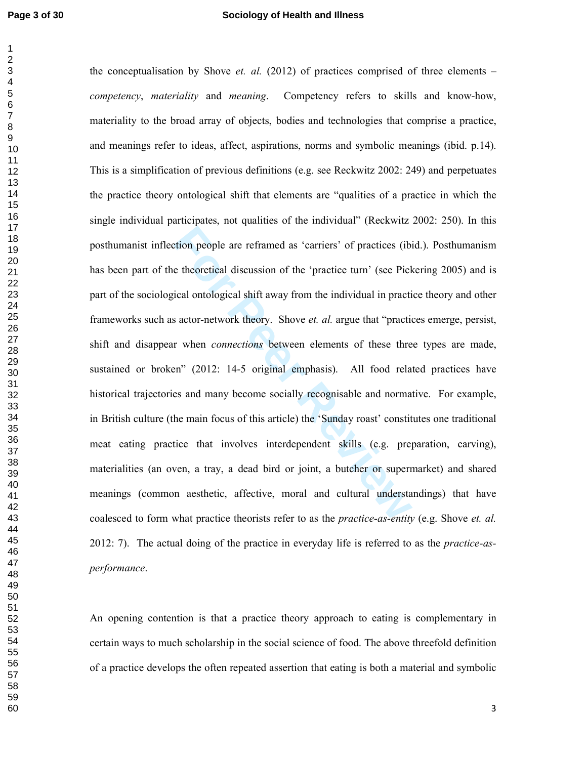the conceptualisation by Shove *et. al.* (2012) of practices comprised of three elements – *competency*, *materiality* and *meaning*. Competency refers to skills and know-how, materiality to the broad array of objects, bodies and technologies that comprise a practice, and meanings refer to ideas, affect, aspirations, norms and symbolic meanings (ibid. p.14). This is a simplification of previous definitions (e.g. see Reckwitz 2002: 249) and perpetuates the practice theory ontological shift that elements are "qualities of a practice in which the single individual participates, not qualities of the individual" (Reckwitz 2002: 250). In this posthumanist inflection people are reframed as 'carriers' of practices (ibid.). Posthumanism has been part of the theoretical discussion of the 'practice turn' (see Pickering 2005) and is part of the sociological ontological shift away from the individual in practice theory and other frameworks such as actor-network theory. Shove *et. al.* argue that "practices emerge, persist, shift and disappear when *connections* between elements of these three types are made, sustained or broken" (2012: 14-5 original emphasis). All food related practices have historical trajectories and many become socially recognisable and normative. For example, in British culture (the main focus of this article) the 'Sunday roast' constitutes one traditional meat eating practice that involves interdependent skills (e.g. preparation, carving), materialities (an oven, a tray, a dead bird or joint, a butcher or supermarket) and shared meanings (common aesthetic, affective, moral and cultural understandings) that have coalesced to form what practice theorists refer to as the *practice-as-entity* (e.g. Shove *et. al.* 2012: 7). The actual doing of the practice in everyday life is referred to as the *practice-as-performance*.

An opening contention is that a practice theory approach to eating is complementary in certain ways to much scholarship in the social science of food. The above threefold definition of a practice develops the often repeated assertion that eating is both a material and symbolic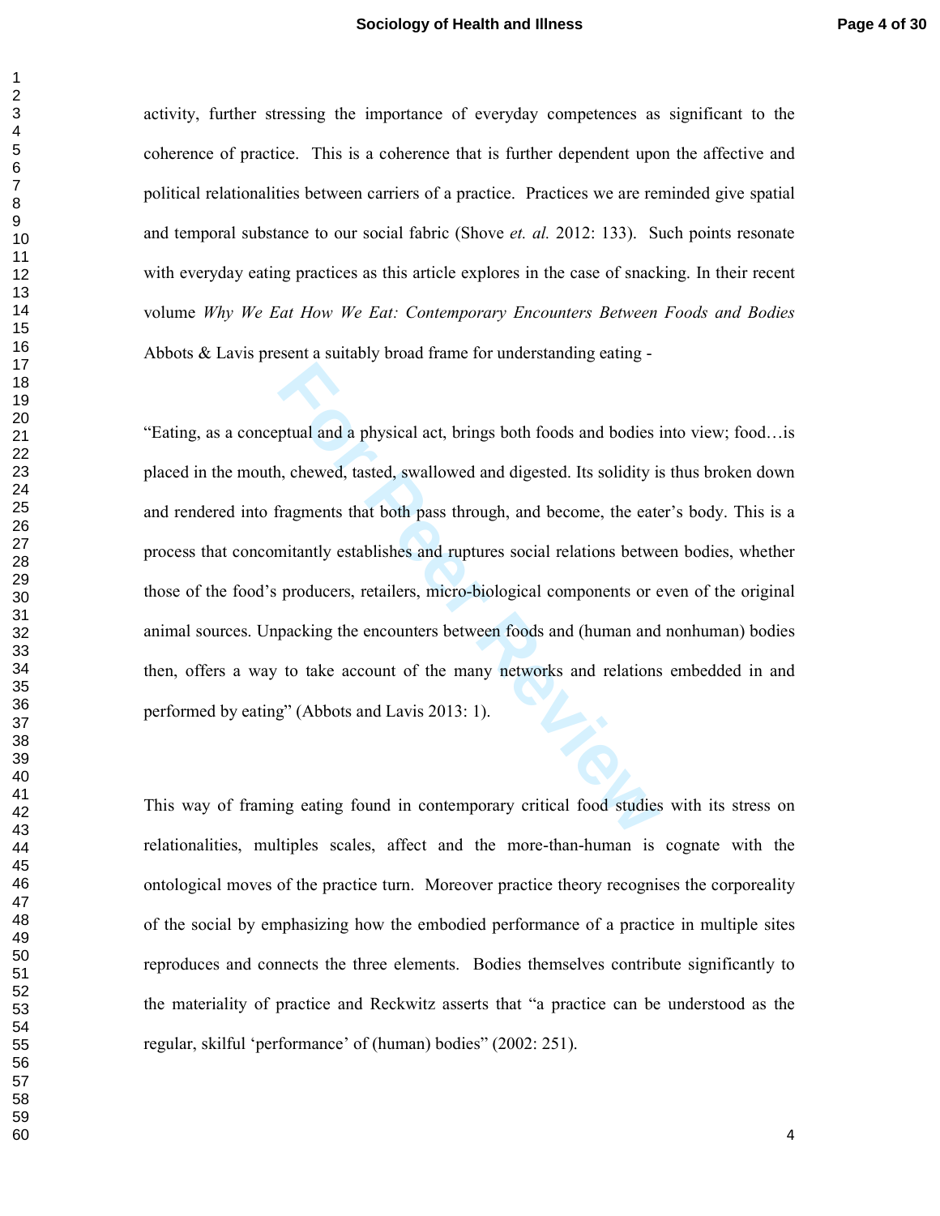activity, further stressing the importance of everyday competences as significant to the coherence of practice. This is a coherence that is further dependent upon the affective and political relationalities between carriers of a practice. Practices we are reminded give spatial and temporal substance to our social fabric (Shove *et. al.* 2012: 133). Such points resonate with everyday eating practices as this article explores in the case of snacking. In their recent volume *Why We Eat How We Eat: Contemporary Encounters Between Foods and Bodies* Abbots & Lavis present a suitably broad frame for understanding eating -

"Eating, as a conceptual and a physical act, brings both foods and bodies into view; food…is placed in the mouth, chewed, tasted, swallowed and digested. Its solidity is thus broken down and rendered into fragments that both pass through, and become, the eater's body. This is a process that concomitantly establishes and ruptures social relations between bodies, whether those of the food's producers, retailers, micro-biological components or even of the original animal sources. Unpacking the encounters between foods and (human and nonhuman) bodies then, offers a way to take account of the many networks and relations embedded in and performed by eating" (Abbots and Lavis 2013: 1).

This way of framing eating found in contemporary critical food studies with its stress on relationalities, multiples scales, affect and the more-than-human is cognate with the ontological moves of the practice turn. Moreover practice theory recognises the corporeality of the social by emphasizing how the embodied performance of a practice in multiple sites reproduces and connects the three elements. Bodies themselves contribute significantly to the materiality of practice and Reckwitz asserts that "a practice can be understood as the regular, skilful 'performance' of (human) bodies" (2002: 251).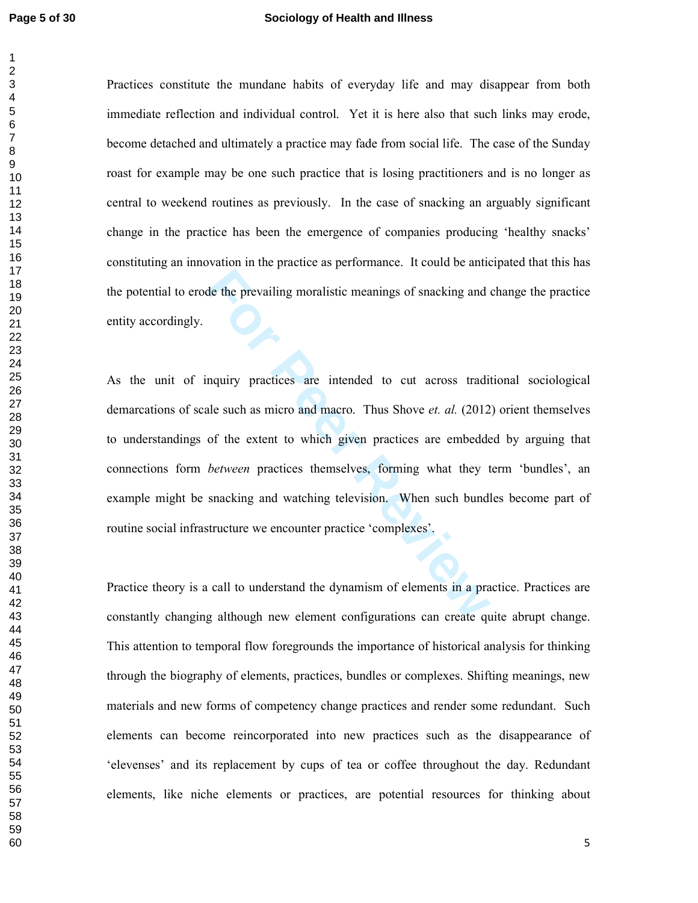Practices constitute the mundane habits of everyday life and may disappear from both immediate reflection and individual control. Yet it is here also that such links may erode, become detached and ultimately a practice may fade from social life. The case of the Sunday roast for example may be one such practice that is losing practitioners and is no longer as central to weekend routines as previously. In the case of snacking an arguably significant change in the practice has been the emergence of companies producing 'healthy snacks' constituting an innovation in the practice as performance. It could be anticipated that this has the potential to erode the prevailing moralistic meanings of snacking and change the practice entity accordingly.

As the unit of inquiry practices are intended to cut across traditional sociological demarcations of scale such as micro and macro. Thus Shove *et. al.* (2012) orient themselves to understandings of the extent to which given practices are embedded by arguing that connections form *between* practices themselves, forming what they term 'bundles', an example might be snacking and watching television. When such bundles become part of routine social infrastructure we encounter practice 'complexes'.

Practice theory is a call to understand the dynamism of elements in a practice. Practices are constantly changing although new element configurations can create quite abrupt change. This attention to temporal flow foregrounds the importance of historical analysis for thinking through the biography of elements, practices, bundles or complexes. Shifting meanings, new materials and new forms of competency change practices and render some redundant. Such elements can become reincorporated into new practices such as the disappearance of 'elevenses' and its replacement by cups of tea or coffee throughout the day. Redundant elements, like niche elements or practices, are potential resources for thinking about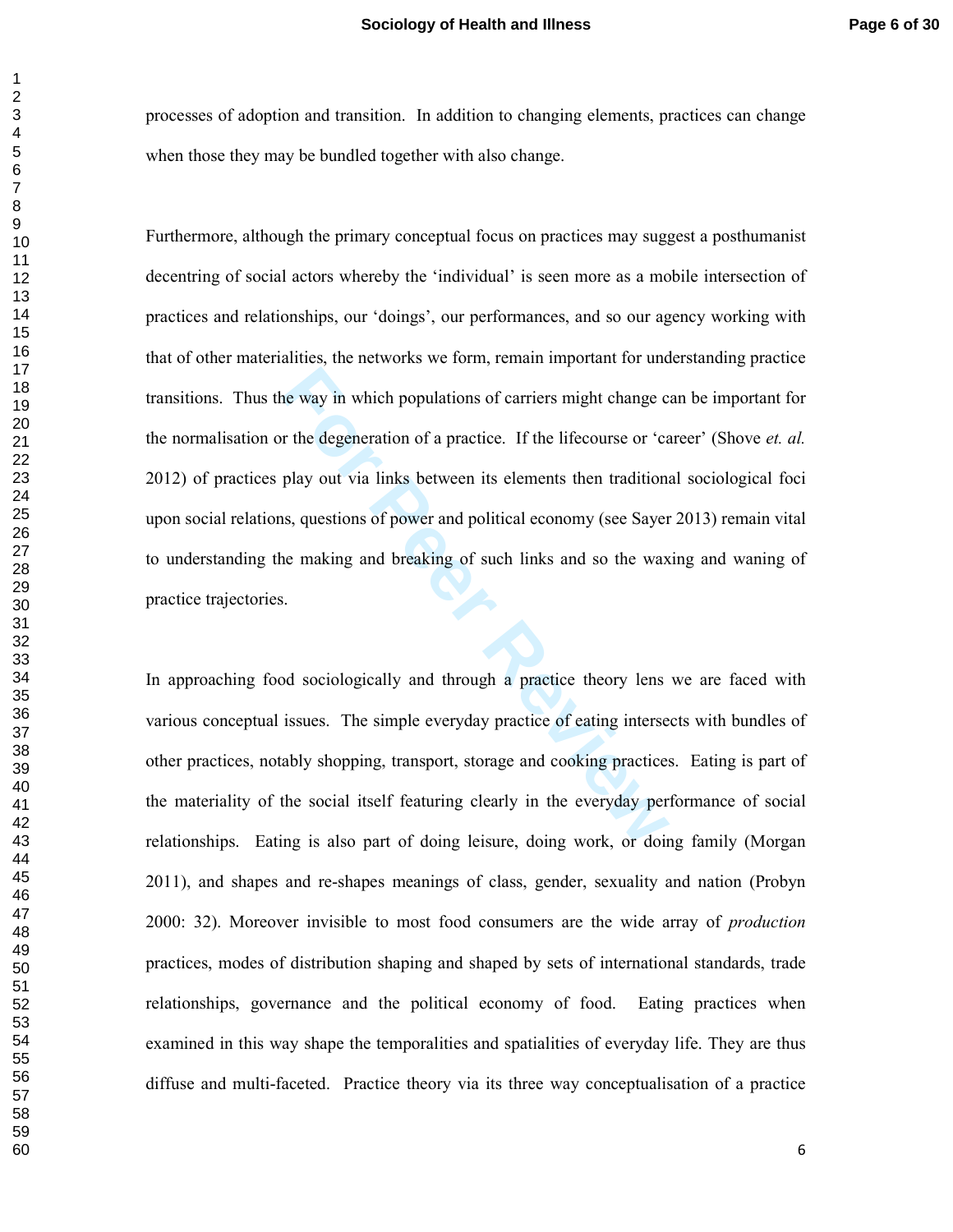processes of adoption and transition. In addition to changing elements, practices can change when those they may be bundled together with also change.

Furthermore, although the primary conceptual focus on practices may suggest a posthumanist decentring of social actors whereby the 'individual' is seen more as a mobile intersection of practices and relationships, our 'doings', our performances, and so our agency working with that of other materialities, the networks we form, remain important for understanding practice transitions. Thus the way in which populations of carriers might change can be important for the normalisation or the degeneration of a practice. If the lifecourse or 'career' (Shove *et. al.* 2012) of practices play out via links between its elements then traditional sociological foci upon social relations, questions of power and political economy (see Sayer 2013) remain vital to understanding the making and breaking of such links and so the waxing and waning of practice trajectories.

In approaching food sociologically and through a practice theory lens we are faced with various conceptual issues. The simple everyday practice of eating intersects with bundles of other practices, notably shopping, transport, storage and cooking practices. Eating is part of the materiality of the social itself featuring clearly in the everyday performance of social relationships. Eating is also part of doing leisure, doing work, or doing family (Morgan 2011), and shapes and re-shapes meanings of class, gender, sexuality and nation (Probyn 2000: 32). Moreover invisible to most food consumers are the wide array of *production* practices, modes of distribution shaping and shaped by sets of international standards, trade relationships, governance and the political economy of food. Eating practices when examined in this way shape the temporalities and spatialities of everyday life. They are thus diffuse and multi-faceted. Practice theory via its three way conceptualisation of a practice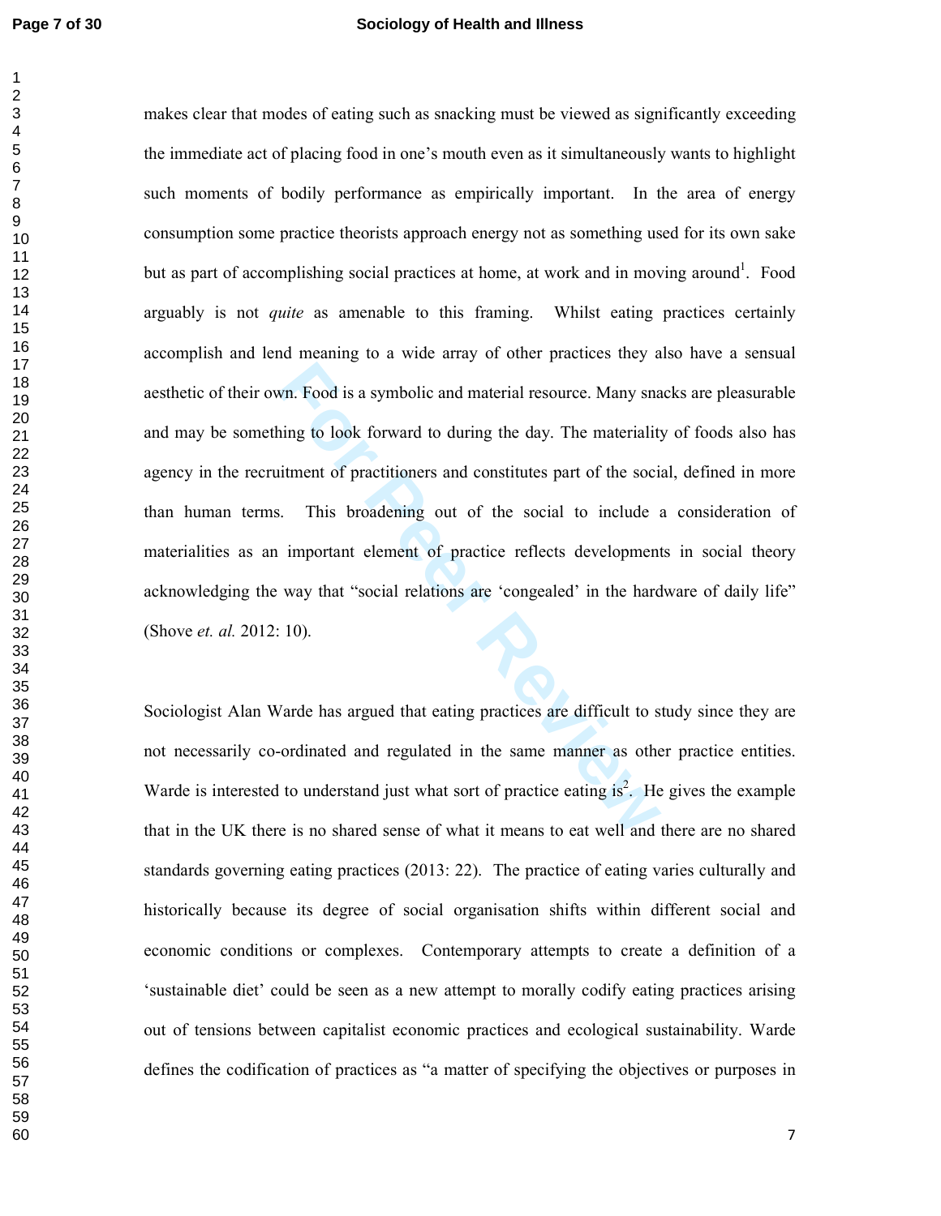makes clear that modes of eating such as snacking must be viewed as significantly exceeding the immediate act of placing food in one's mouth even as it simultaneously wants to highlight such moments of bodily performance as empirically important. In the area of energy consumption some practice theorists approach energy not as something used for its own sake but as part of accomplishing social practices at home, at work and in moving around[1]. Food arguably is not *quite* as amenable to this framing. Whilst eating practices certainly accomplish and lend meaning to a wide array of other practices they also have a sensual aesthetic of their own. Food is a symbolic and material resource. Many snacks are pleasurable and may be something to look forward to during the day. The materiality of foods also has agency in the recruitment of practitioners and constitutes part of the social, defined in more than human terms. This broadening out of the social to include a consideration of materialities as an important element of practice reflects developments in social theory acknowledging the way that "social relations are 'congealed' in the hardware of daily life" (Shove *et. al.* 2012: 10).

Sociologist Alan Warde has argued that eating practices are difficult to study since they are not necessarily co-ordinated and regulated in the same manner as other practice entities. Warde is interested to understand just what sort of practice eating is[2]. He gives the example that in the UK there is no shared sense of what it means to eat well and there are no shared standards governing eating practices (2013: 22). The practice of eating varies culturally and historically because its degree of social organisation shifts within different social and economic conditions or complexes. Contemporary attempts to create a definition of a 'sustainable diet' could be seen as a new attempt to morally codify eating practices arising out of tensions between capitalist economic practices and ecological sustainability. Warde defines the codification of practices as "a matter of specifying the objectives or purposes in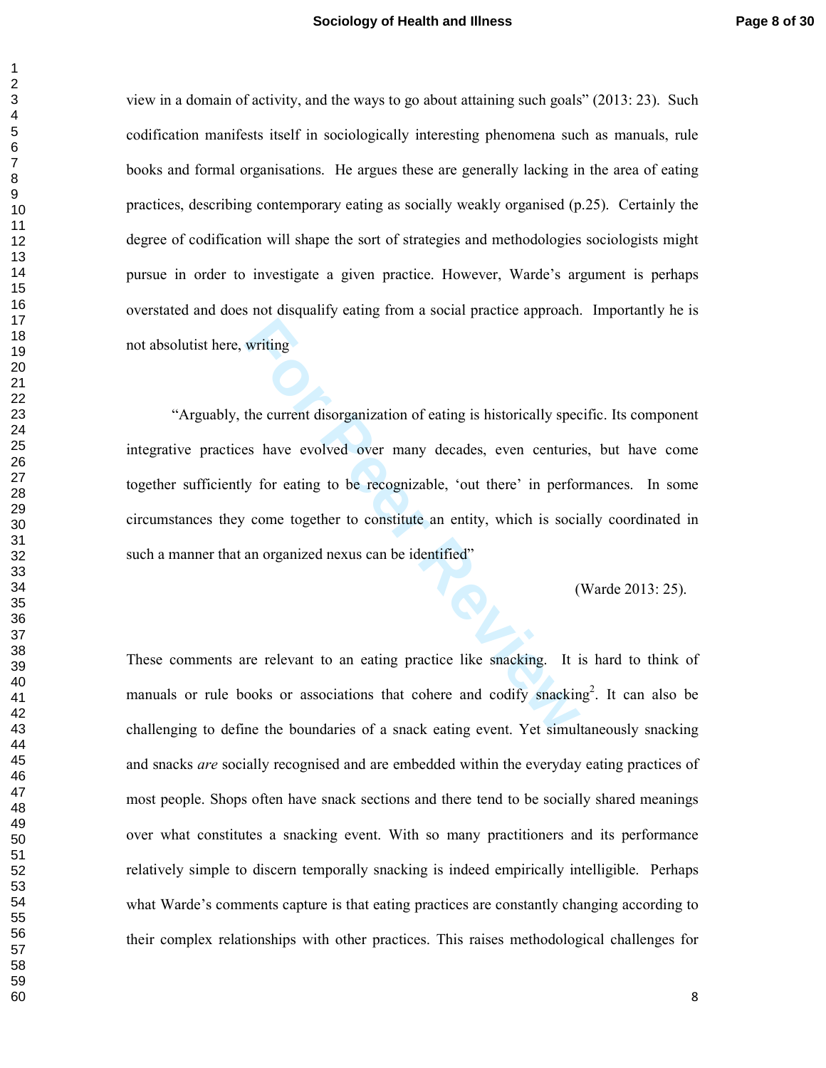view in a domain of activity, and the ways to go about attaining such goals" (2013: 23). Such codification manifests itself in sociologically interesting phenomena such as manuals, rule books and formal organisations. He argues these are generally lacking in the area of eating practices, describing contemporary eating as socially weakly organised (p.25). Certainly the degree of codification will shape the sort of strategies and methodologies sociologists might pursue in order to investigate a given practice. However, Warde's argument is perhaps overstated and does not disqualify eating from a social practice approach. Importantly he is not absolutist here, writing

> "Arguably, the current disorganization of eating is historically specific. Its component integrative practices have evolved over many decades, even centuries, but have come together sufficiently for eating to be recognizable, 'out there' in performances. In some circumstances they come together to constitute an entity, which is socially coordinated in such a manner that an organized nexus can be identified"
>
> (Warde 2013: 25).

These comments are relevant to an eating practice like snacking. It is hard to think of manuals or rule books or associations that cohere and codify snacking[2]. It can also be challenging to define the boundaries of a snack eating event. Yet simultaneously snacking and snacks *are* socially recognised and are embedded within the everyday eating practices of most people. Shops often have snack sections and there tend to be socially shared meanings over what constitutes a snacking event. With so many practitioners and its performance relatively simple to discern temporally snacking is indeed empirically intelligible. Perhaps what Warde's comments capture is that eating practices are constantly changing according to their complex relationships with other practices. This raises methodological challenges for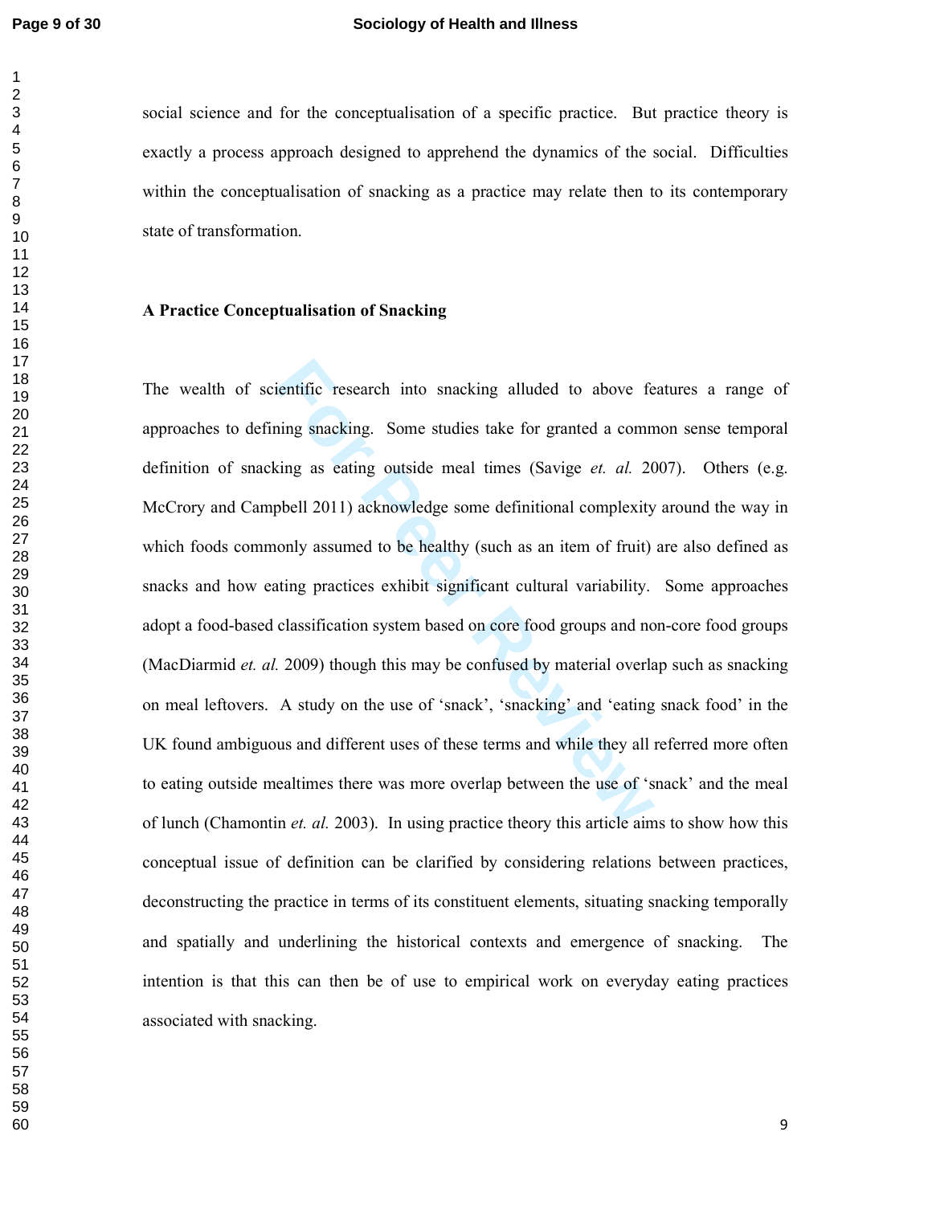social science and for the conceptualisation of a specific practice. But practice theory is exactly a process approach designed to apprehend the dynamics of the social. Difficulties within the conceptualisation of snacking as a practice may relate then to its contemporary state of transformation.

## A Practice Conceptualisation of Snacking

The wealth of scientific research into snacking alluded to above features a range of approaches to defining snacking. Some studies take for granted a common sense temporal definition of snacking as eating outside meal times (Savige *et. al.* 2007). Others (e.g. McCrory and Campbell 2011) acknowledge some definitional complexity around the way in which foods commonly assumed to be healthy (such as an item of fruit) are also defined as snacks and how eating practices exhibit significant cultural variability. Some approaches adopt a food-based classification system based on core food groups and non-core food groups (MacDiarmid *et. al.* 2009) though this may be confused by material overlap such as snacking on meal leftovers. A study on the use of 'snack', 'snacking' and 'eating snack food' in the UK found ambiguous and different uses of these terms and while they all referred more often to eating outside mealtimes there was more overlap between the use of 'snack' and the meal of lunch (Chamontin *et. al.* 2003). In using practice theory this article aims to show how this conceptual issue of definition can be clarified by considering relations between practices, deconstructing the practice in terms of its constituent elements, situating snacking temporally and spatially and underlining the historical contexts and emergence of snacking. The intention is that this can then be of use to empirical work on everyday eating practices associated with snacking.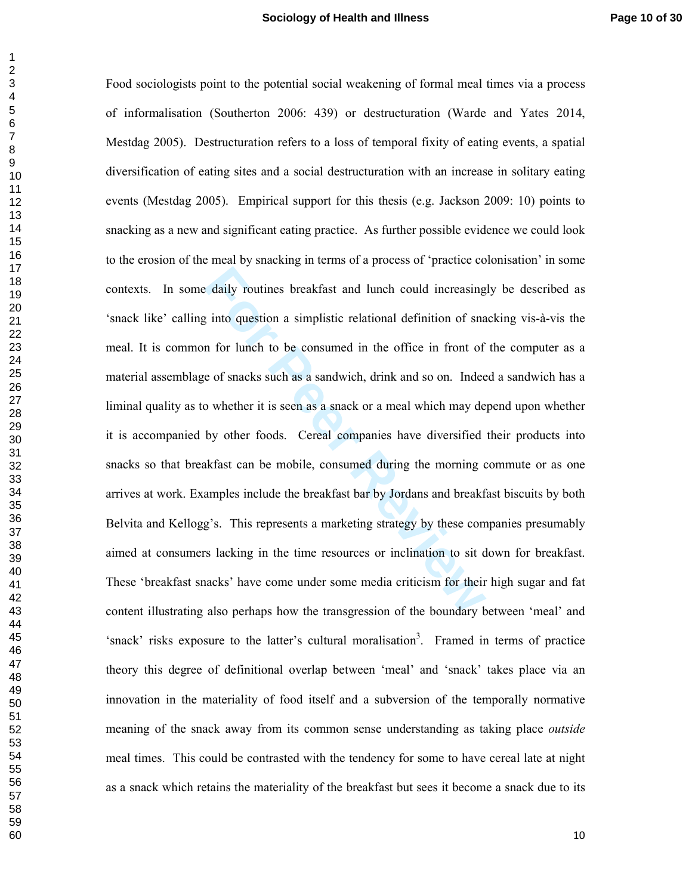Food sociologists point to the potential social weakening of formal meal times via a process of informalisation (Southerton 2006: 439) or destructuration (Warde and Yates 2014, Mestdag 2005). Destructuration refers to a loss of temporal fixity of eating events, a spatial diversification of eating sites and a social destructuration with an increase in solitary eating events (Mestdag 2005). Empirical support for this thesis (e.g. Jackson 2009: 10) points to snacking as a new and significant eating practice. As further possible evidence we could look to the erosion of the meal by snacking in terms of a process of 'practice colonisation' in some contexts. In some daily routines breakfast and lunch could increasingly be described as 'snack like' calling into question a simplistic relational definition of snacking vis-à-vis the meal. It is common for lunch to be consumed in the office in front of the computer as a material assemblage of snacks such as a sandwich, drink and so on. Indeed a sandwich has a liminal quality as to whether it is seen as a snack or a meal which may depend upon whether it is accompanied by other foods. Cereal companies have diversified their products into snacks so that breakfast can be mobile, consumed during the morning commute or as one arrives at work. Examples include the breakfast bar by Jordans and breakfast biscuits by both Belvita and Kellogg's. This represents a marketing strategy by these companies presumably aimed at consumers lacking in the time resources or inclination to sit down for breakfast. These 'breakfast snacks' have come under some media criticism for their high sugar and fat content illustrating also perhaps how the transgression of the boundary between 'meal' and 'snack' risks exposure to the latter's cultural moralisation[3]. Framed in terms of practice theory this degree of definitional overlap between 'meal' and 'snack' takes place via an innovation in the materiality of food itself and a subversion of the temporally normative meaning of the snack away from its common sense understanding as taking place *outside* meal times. This could be contrasted with the tendency for some to have cereal late at night as a snack which retains the materiality of the breakfast but sees it become a snack due to its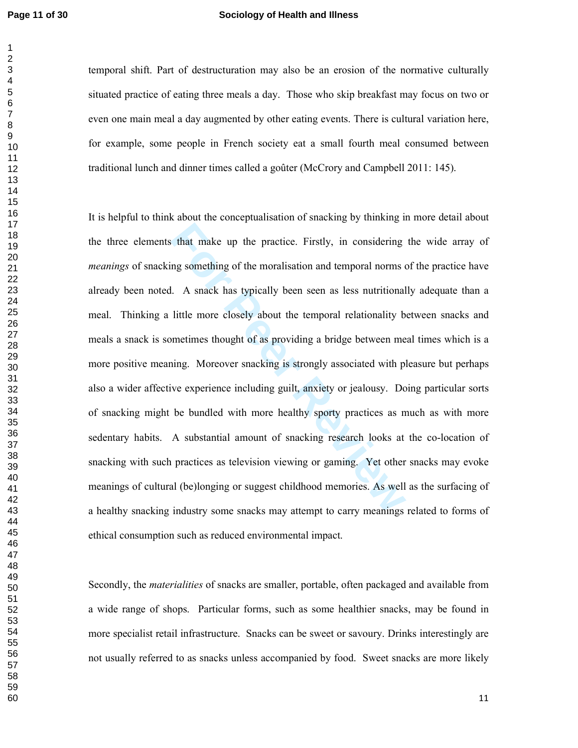temporal shift. Part of destructuration may also be an erosion of the normative culturally situated practice of eating three meals a day. Those who skip breakfast may focus on two or even one main meal a day augmented by other eating events. There is cultural variation here, for example, some people in French society eat a small fourth meal consumed between traditional lunch and dinner times called a goûter (McCrory and Campbell 2011: 145).

It is helpful to think about the conceptualisation of snacking by thinking in more detail about the three elements that make up the practice. Firstly, in considering the wide array of *meanings* of snacking something of the moralisation and temporal norms of the practice have already been noted. A snack has typically been seen as less nutritionally adequate than a meal. Thinking a little more closely about the temporal relationality between snacks and meals a snack is sometimes thought of as providing a bridge between meal times which is a more positive meaning. Moreover snacking is strongly associated with pleasure but perhaps also a wider affective experience including guilt, anxiety or jealousy. Doing particular sorts of snacking might be bundled with more healthy sporty practices as much as with more sedentary habits. A substantial amount of snacking research looks at the co-location of snacking with such practices as television viewing or gaming. Yet other snacks may evoke meanings of cultural (be)longing or suggest childhood memories. As well as the surfacing of a healthy snacking industry some snacks may attempt to carry meanings related to forms of ethical consumption such as reduced environmental impact.

Secondly, the *materialities* of snacks are smaller, portable, often packaged and available from a wide range of shops. Particular forms, such as some healthier snacks, may be found in more specialist retail infrastructure. Snacks can be sweet or savoury. Drinks interestingly are not usually referred to as snacks unless accompanied by food. Sweet snacks are more likely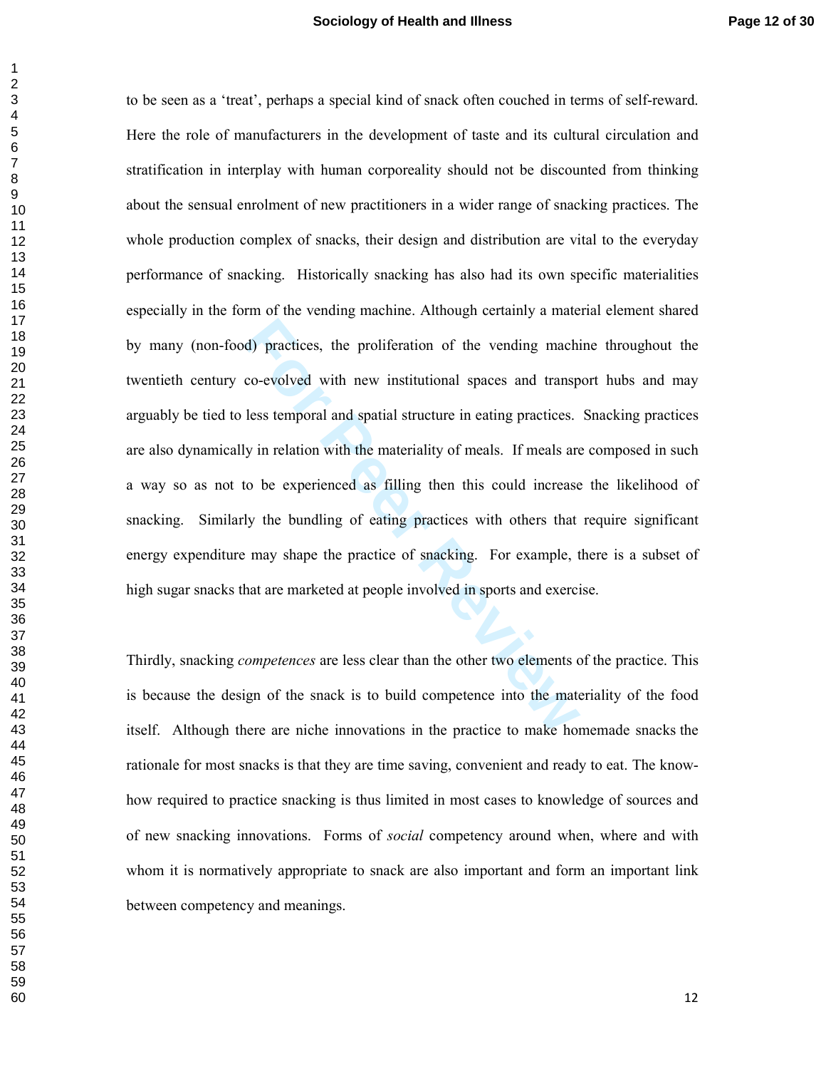to be seen as a 'treat', perhaps a special kind of snack often couched in terms of self-reward. Here the role of manufacturers in the development of taste and its cultural circulation and stratification in interplay with human corporeality should not be discounted from thinking about the sensual enrolment of new practitioners in a wider range of snacking practices. The whole production complex of snacks, their design and distribution are vital to the everyday performance of snacking. Historically snacking has also had its own specific materialities especially in the form of the vending machine. Although certainly a material element shared by many (non-food) practices, the proliferation of the vending machine throughout the twentieth century co-evolved with new institutional spaces and transport hubs and may arguably be tied to less temporal and spatial structure in eating practices. Snacking practices are also dynamically in relation with the materiality of meals. If meals are composed in such a way so as not to be experienced as filling then this could increase the likelihood of snacking. Similarly the bundling of eating practices with others that require significant energy expenditure may shape the practice of snacking. For example, there is a subset of high sugar snacks that are marketed at people involved in sports and exercise.

Thirdly, snacking *competences* are less clear than the other two elements of the practice. This is because the design of the snack is to build competence into the materiality of the food itself. Although there are niche innovations in the practice to make homemade snacks the rationale for most snacks is that they are time saving, convenient and ready to eat. The know-how required to practice snacking is thus limited in most cases to knowledge of sources and of new snacking innovations. Forms of *social* competency around when, where and with whom it is normatively appropriate to snack are also important and form an important link between competency and meanings.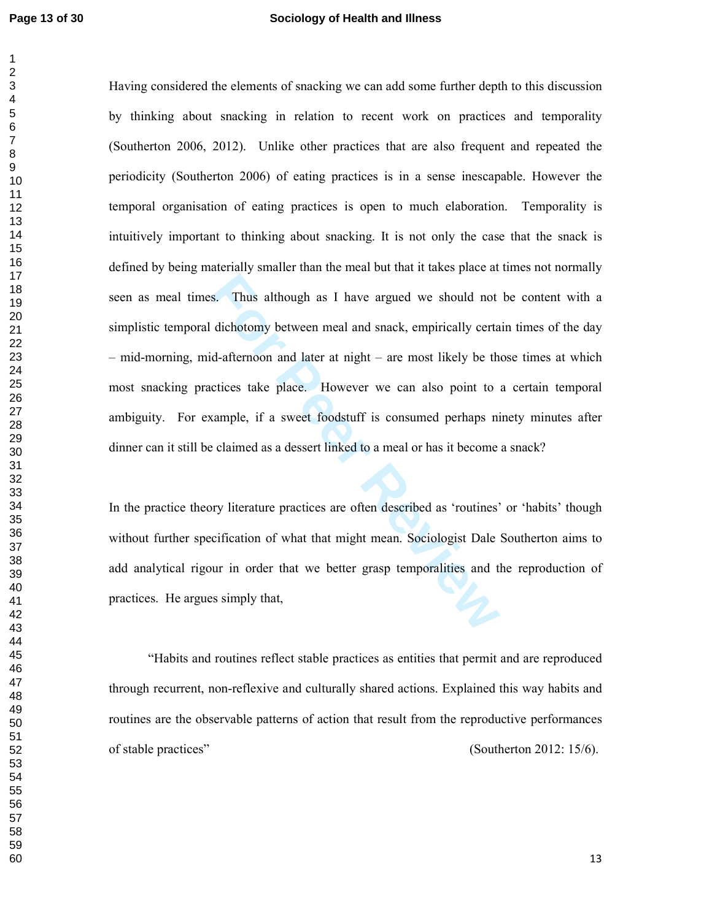Having considered the elements of snacking we can add some further depth to this discussion by thinking about snacking in relation to recent work on practices and temporality (Southerton 2006, 2012). Unlike other practices that are also frequent and repeated the periodicity (Southerton 2006) of eating practices is in a sense inescapable. However the temporal organisation of eating practices is open to much elaboration. Temporality is intuitively important to thinking about snacking. It is not only the case that the snack is defined by being materially smaller than the meal but that it takes place at times not normally seen as meal times. Thus although as I have argued we should not be content with a simplistic temporal dichotomy between meal and snack, empirically certain times of the day – mid-morning, mid-afternoon and later at night – are most likely be those times at which most snacking practices take place. However we can also point to a certain temporal ambiguity. For example, if a sweet foodstuff is consumed perhaps ninety minutes after dinner can it still be claimed as a dessert linked to a meal or has it become a snack?

In the practice theory literature practices are often described as 'routines' or 'habits' though without further specification of what that might mean. Sociologist Dale Southerton aims to add analytical rigour in order that we better grasp temporalities and the reproduction of practices. He argues simply that,

> "Habits and routines reflect stable practices as entities that permit and are reproduced through recurrent, non-reflexive and culturally shared actions. Explained this way habits and routines are the observable patterns of action that result from the reproductive performances of stable practices" (Southerton 2012: 15/6).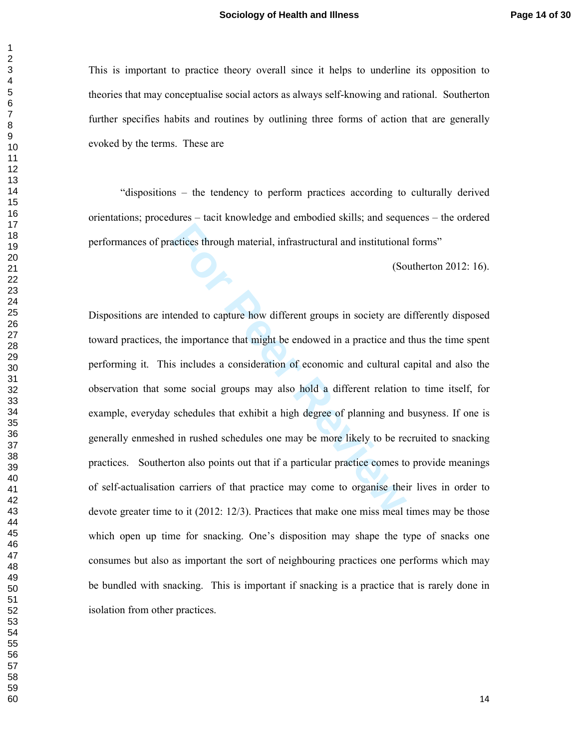This is important to practice theory overall since it helps to underline its opposition to theories that may conceptualise social actors as always self-knowing and rational. Southerton further specifies habits and routines by outlining three forms of action that are generally evoked by the terms. These are

> "dispositions – the tendency to perform practices according to culturally derived orientations; procedures – tacit knowledge and embodied skills; and sequences – the ordered performances of practices through material, infrastructural and institutional forms"
>
> (Southerton 2012: 16).

Dispositions are intended to capture how different groups in society are differently disposed toward practices, the importance that might be endowed in a practice and thus the time spent performing it. This includes a consideration of economic and cultural capital and also the observation that some social groups may also hold a different relation to time itself, for example, everyday schedules that exhibit a high degree of planning and busyness. If one is generally enmeshed in rushed schedules one may be more likely to be recruited to snacking practices. Southerton also points out that if a particular practice comes to provide meanings of self-actualisation carriers of that practice may come to organise their lives in order to devote greater time to it (2012: 12/3). Practices that make one miss meal times may be those which open up time for snacking. One's disposition may shape the type of snacks one consumes but also as important the sort of neighbouring practices one performs which may be bundled with snacking. This is important if snacking is a practice that is rarely done in isolation from other practices.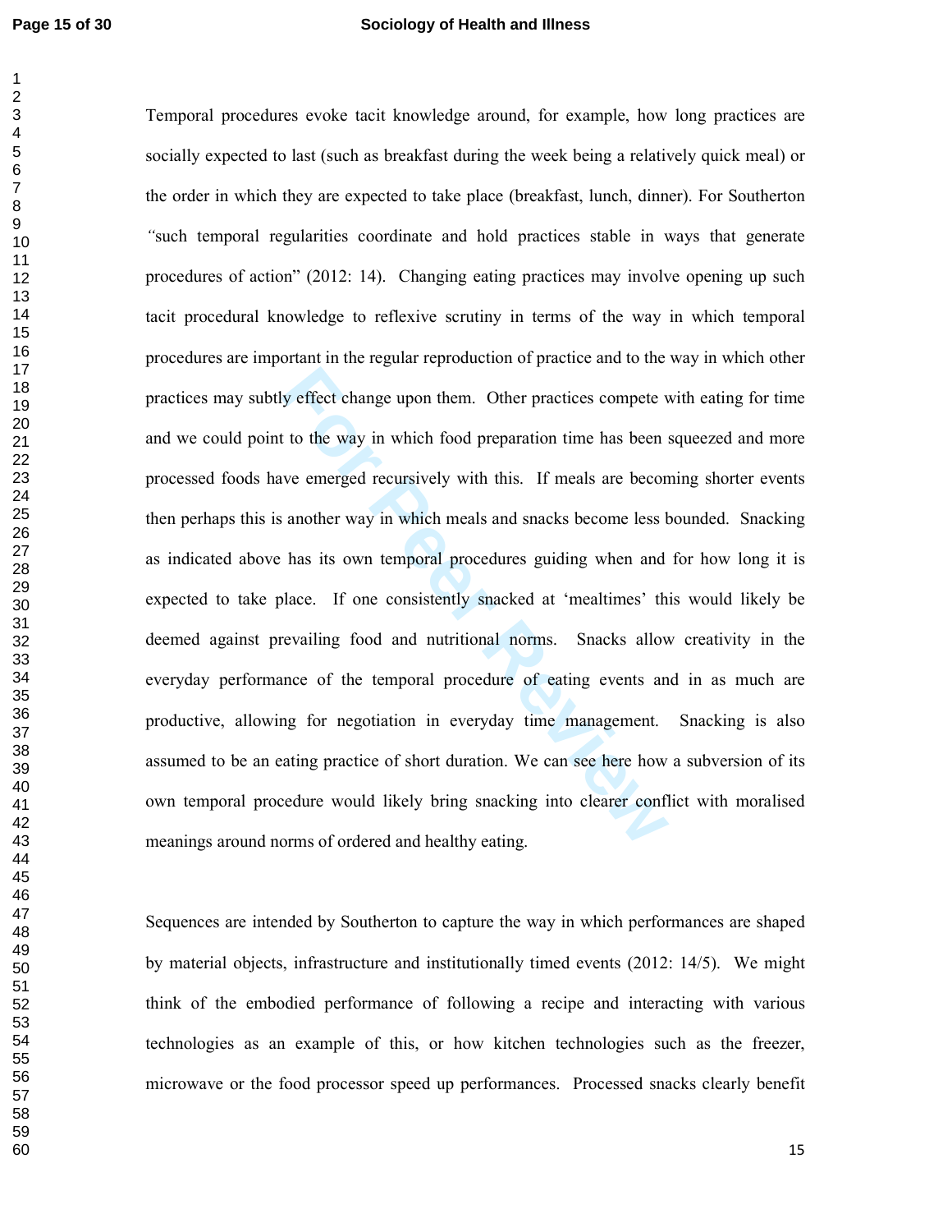Temporal procedures evoke tacit knowledge around, for example, how long practices are socially expected to last (such as breakfast during the week being a relatively quick meal) or the order in which they are expected to take place (breakfast, lunch, dinner). For Southerton "such temporal regularities coordinate and hold practices stable in ways that generate procedures of action" (2012: 14). Changing eating practices may involve opening up such tacit procedural knowledge to reflexive scrutiny in terms of the way in which temporal procedures are important in the regular reproduction of practice and to the way in which other practices may subtly effect change upon them. Other practices compete with eating for time and we could point to the way in which food preparation time has been squeezed and more processed foods have emerged recursively with this. If meals are becoming shorter events then perhaps this is another way in which meals and snacks become less bounded. Snacking as indicated above has its own temporal procedures guiding when and for how long it is expected to take place. If one consistently snacked at 'mealtimes' this would likely be deemed against prevailing food and nutritional norms. Snacks allow creativity in the everyday performance of the temporal procedure of eating events and in as much are productive, allowing for negotiation in everyday time management. Snacking is also assumed to be an eating practice of short duration. We can see here how a subversion of its own temporal procedure would likely bring snacking into clearer conflict with moralised meanings around norms of ordered and healthy eating.

Sequences are intended by Southerton to capture the way in which performances are shaped by material objects, infrastructure and institutionally timed events (2012: 14/5). We might think of the embodied performance of following a recipe and interacting with various technologies as an example of this, or how kitchen technologies such as the freezer, microwave or the food processor speed up performances. Processed snacks clearly benefit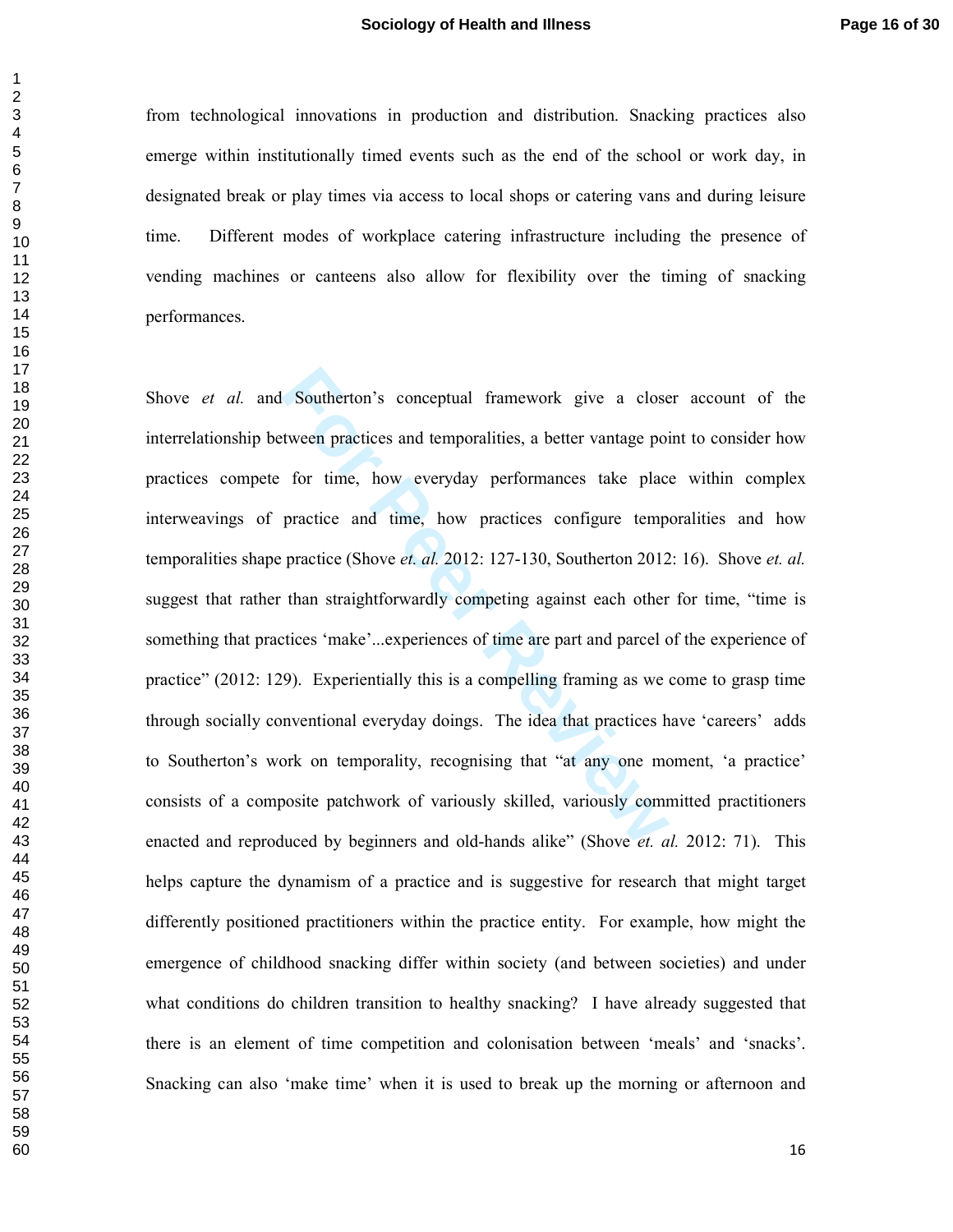from technological innovations in production and distribution. Snacking practices also emerge within institutionally timed events such as the end of the school or work day, in designated break or play times via access to local shops or catering vans and during leisure time. Different modes of workplace catering infrastructure including the presence of vending machines or canteens also allow for flexibility over the timing of snacking performances.

Shove *et al.* and Southerton's conceptual framework give a closer account of the interrelationship between practices and temporalities, a better vantage point to consider how practices compete for time, how everyday performances take place within complex interweavings of practice and time, how practices configure temporalities and how temporalities shape practice (Shove *et. al.* 2012: 127-130, Southerton 2012: 16). Shove *et. al.* suggest that rather than straightforwardly competing against each other for time, "time is something that practices 'make'...experiences of time are part and parcel of the experience of practice" (2012: 129). Experientially this is a compelling framing as we come to grasp time through socially conventional everyday doings. The idea that practices have 'careers' adds to Southerton's work on temporality, recognising that "at any one moment, 'a practice' consists of a composite patchwork of variously skilled, variously committed practitioners enacted and reproduced by beginners and old-hands alike" (Shove *et. al.* 2012: 71). This helps capture the dynamism of a practice and is suggestive for research that might target differently positioned practitioners within the practice entity. For example, how might the emergence of childhood snacking differ within society (and between societies) and under what conditions do children transition to healthy snacking? I have already suggested that there is an element of time competition and colonisation between 'meals' and 'snacks'. Snacking can also 'make time' when it is used to break up the morning or afternoon and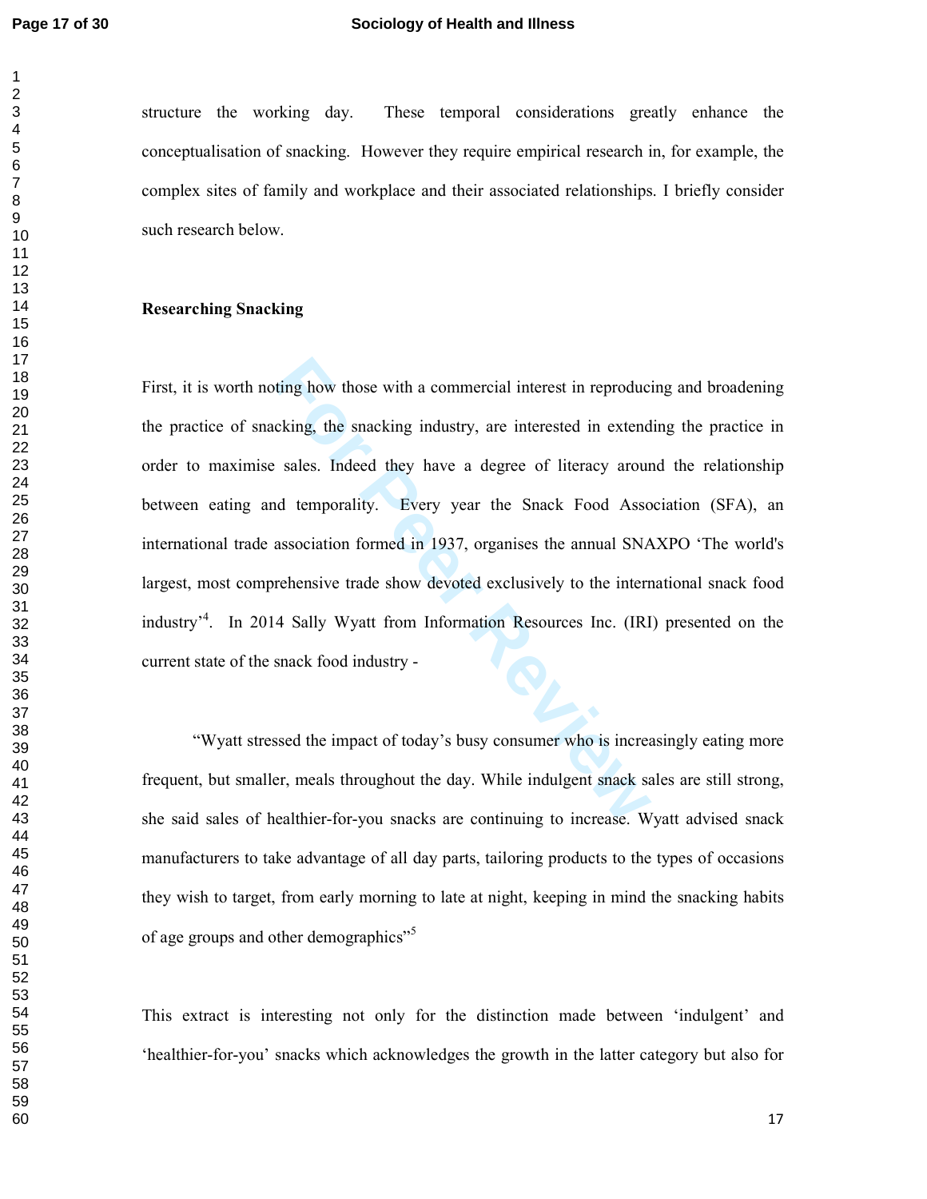structure the working day. These temporal considerations greatly enhance the conceptualisation of snacking. However they require empirical research in, for example, the complex sites of family and workplace and their associated relationships. I briefly consider such research below.

**Researching Snacking**

First, it is worth noting how those with a commercial interest in reproducing and broadening the practice of snacking, the snacking industry, are interested in extending the practice in order to maximise sales. Indeed they have a degree of literacy around the relationship between eating and temporality. Every year the Snack Food Association (SFA), an international trade association formed in 1937, organises the annual SNAXPO 'The world's largest, most comprehensive trade show devoted exclusively to the international snack food industry'[4]. In 2014 Sally Wyatt from Information Resources Inc. (IRI) presented on the current state of the snack food industry -

> "Wyatt stressed the impact of today's busy consumer who is increasingly eating more frequent, but smaller, meals throughout the day. While indulgent snack sales are still strong, she said sales of healthier-for-you snacks are continuing to increase. Wyatt advised snack manufacturers to take advantage of all day parts, tailoring products to the types of occasions they wish to target, from early morning to late at night, keeping in mind the snacking habits of age groups and other demographics"[5]

This extract is interesting not only for the distinction made between 'indulgent' and 'healthier-for-you' snacks which acknowledges the growth in the latter category but also for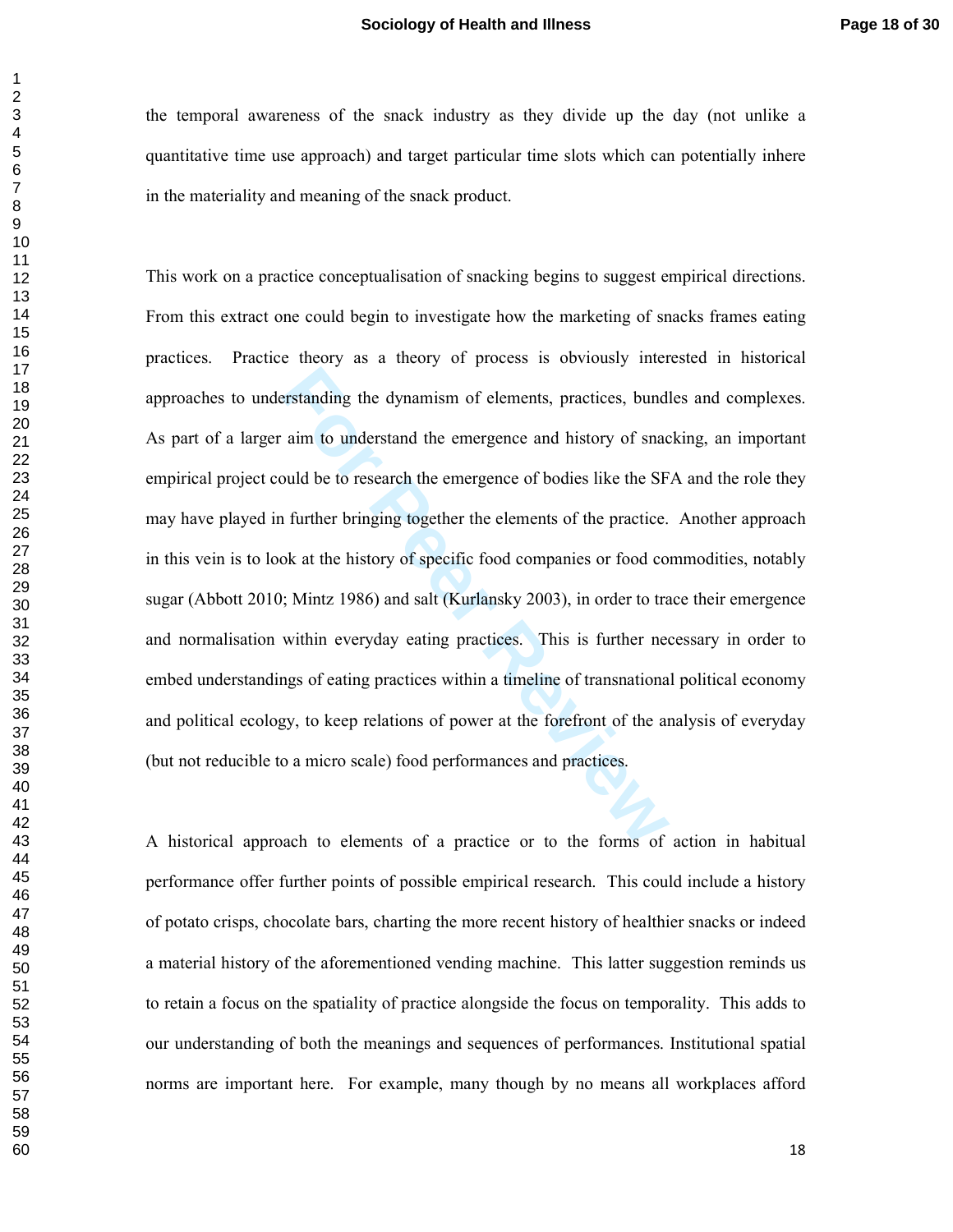the temporal awareness of the snack industry as they divide up the day (not unlike a quantitative time use approach) and target particular time slots which can potentially inhere in the materiality and meaning of the snack product.

This work on a practice conceptualisation of snacking begins to suggest empirical directions. From this extract one could begin to investigate how the marketing of snacks frames eating practices. Practice theory as a theory of process is obviously interested in historical approaches to understanding the dynamism of elements, practices, bundles and complexes. As part of a larger aim to understand the emergence and history of snacking, an important empirical project could be to research the emergence of bodies like the SFA and the role they may have played in further bringing together the elements of the practice. Another approach in this vein is to look at the history of specific food companies or food commodities, notably sugar (Abbott 2010; Mintz 1986) and salt (Kurlansky 2003), in order to trace their emergence and normalisation within everyday eating practices. This is further necessary in order to embed understandings of eating practices within a timeline of transnational political economy and political ecology, to keep relations of power at the forefront of the analysis of everyday (but not reducible to a micro scale) food performances and practices.

A historical approach to elements of a practice or to the forms of action in habitual performance offer further points of possible empirical research. This could include a history of potato crisps, chocolate bars, charting the more recent history of healthier snacks or indeed a material history of the aforementioned vending machine. This latter suggestion reminds us to retain a focus on the spatiality of practice alongside the focus on temporality. This adds to our understanding of both the meanings and sequences of performances. Institutional spatial norms are important here. For example, many though by no means all workplaces afford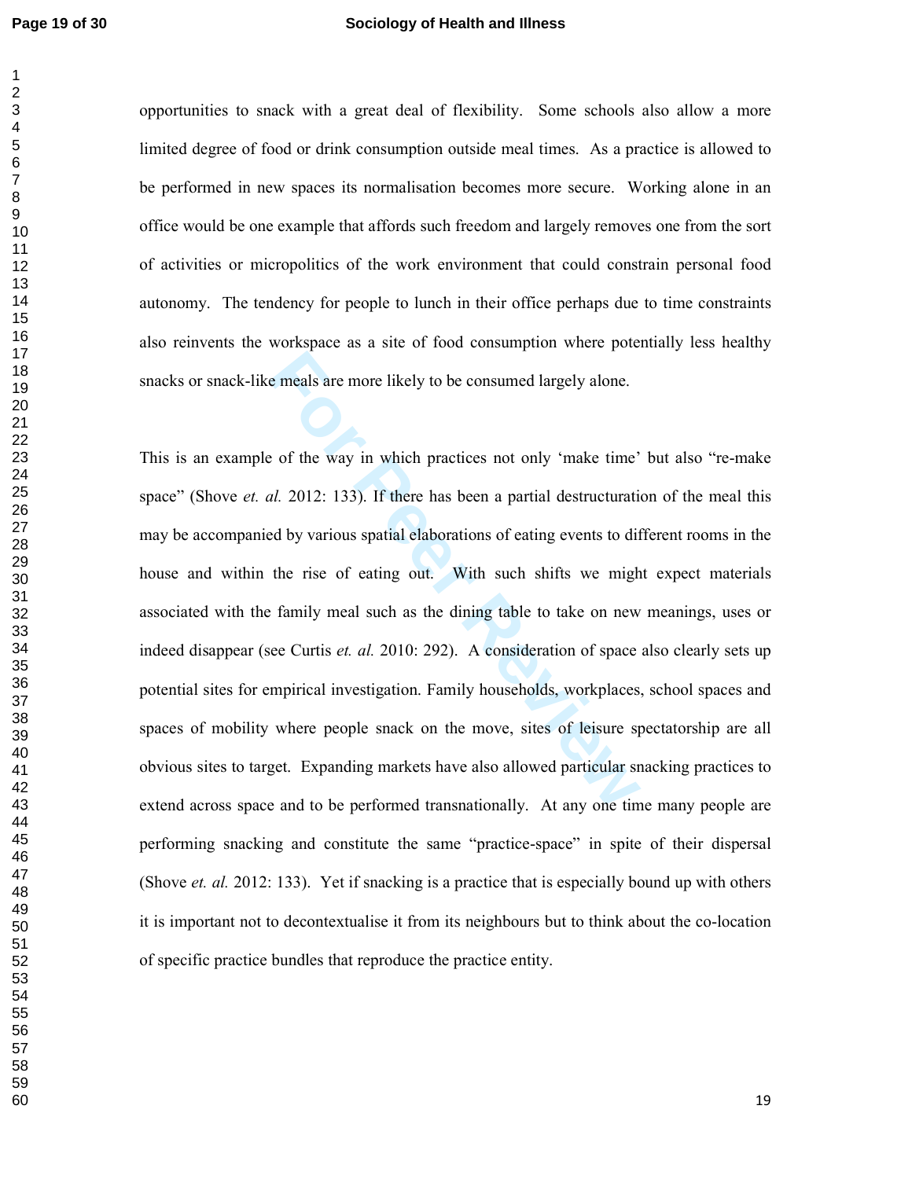opportunities to snack with a great deal of flexibility. Some schools also allow a more limited degree of food or drink consumption outside meal times. As a practice is allowed to be performed in new spaces its normalisation becomes more secure. Working alone in an office would be one example that affords such freedom and largely removes one from the sort of activities or micropolitics of the work environment that could constrain personal food autonomy. The tendency for people to lunch in their office perhaps due to time constraints also reinvents the workspace as a site of food consumption where potentially less healthy snacks or snack-like meals are more likely to be consumed largely alone.

This is an example of the way in which practices not only 'make time' but also "re-make space" (Shove *et. al.* 2012: 133). If there has been a partial destructuration of the meal this may be accompanied by various spatial elaborations of eating events to different rooms in the house and within the rise of eating out. With such shifts we might expect materials associated with the family meal such as the dining table to take on new meanings, uses or indeed disappear (see Curtis *et. al.* 2010: 292). A consideration of space also clearly sets up potential sites for empirical investigation. Family households, workplaces, school spaces and spaces of mobility where people snack on the move, sites of leisure spectatorship are all obvious sites to target. Expanding markets have also allowed particular snacking practices to extend across space and to be performed transnationally. At any one time many people are performing snacking and constitute the same "practice-space" in spite of their dispersal (Shove *et. al.* 2012: 133). Yet if snacking is a practice that is especially bound up with others it is important not to decontextualise it from its neighbours but to think about the co-location of specific practice bundles that reproduce the practice entity.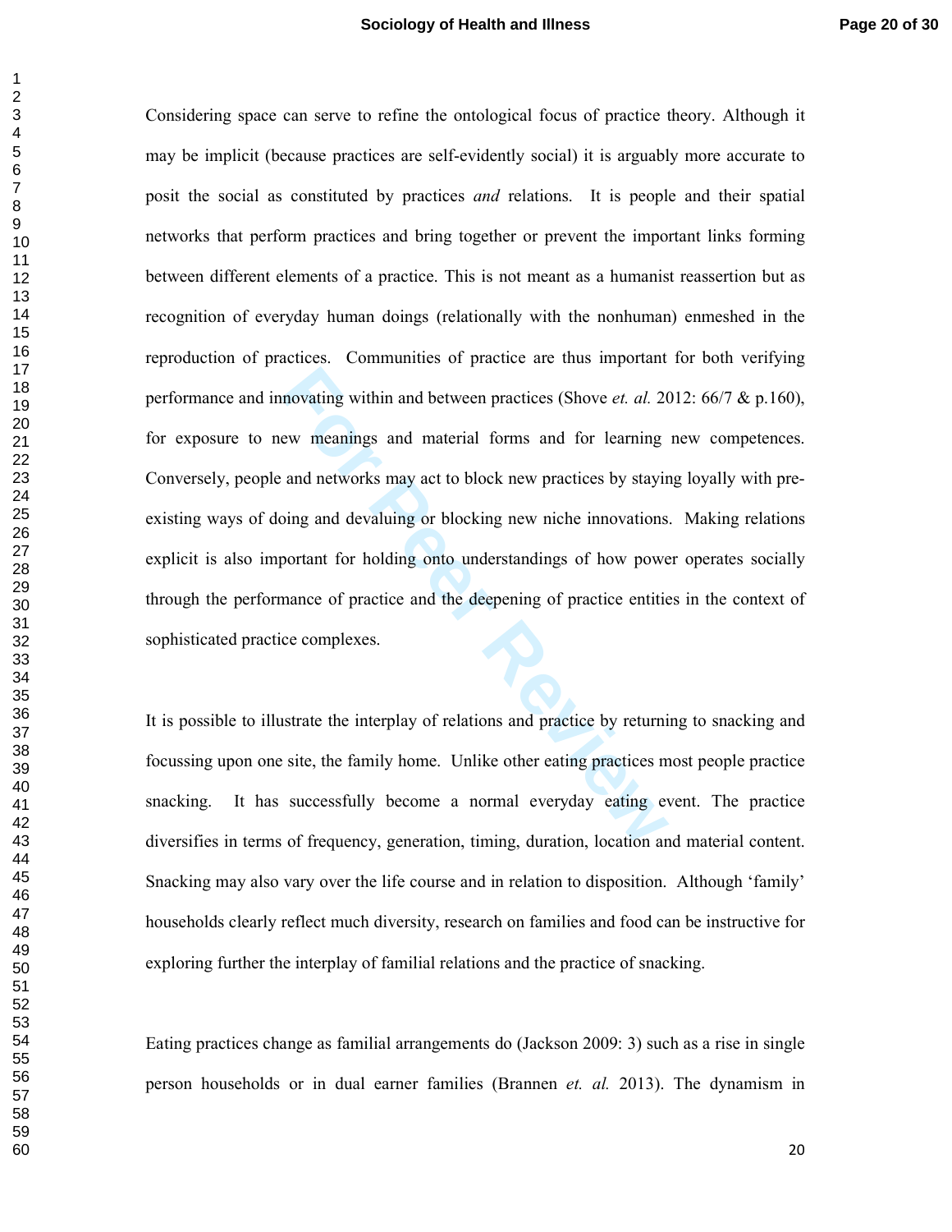Considering space can serve to refine the ontological focus of practice theory. Although it may be implicit (because practices are self-evidently social) it is arguably more accurate to posit the social as constituted by practices *and* relations. It is people and their spatial networks that perform practices and bring together or prevent the important links forming between different elements of a practice. This is not meant as a humanist reassertion but as recognition of everyday human doings (relationally with the nonhuman) enmeshed in the reproduction of practices. Communities of practice are thus important for both verifying performance and innovating within and between practices (Shove *et. al.* 2012: 66/7 & p.160), for exposure to new meanings and material forms and for learning new competences. Conversely, people and networks may act to block new practices by staying loyally with pre-existing ways of doing and devaluing or blocking new niche innovations. Making relations explicit is also important for holding onto understandings of how power operates socially through the performance of practice and the deepening of practice entities in the context of sophisticated practice complexes.

It is possible to illustrate the interplay of relations and practice by returning to snacking and focussing upon one site, the family home. Unlike other eating practices most people practice snacking. It has successfully become a normal everyday eating event. The practice diversifies in terms of frequency, generation, timing, duration, location and material content. Snacking may also vary over the life course and in relation to disposition. Although 'family' households clearly reflect much diversity, research on families and food can be instructive for exploring further the interplay of familial relations and the practice of snacking.

Eating practices change as familial arrangements do (Jackson 2009: 3) such as a rise in single person households or in dual earner families (Brannen *et. al.* 2013). The dynamism in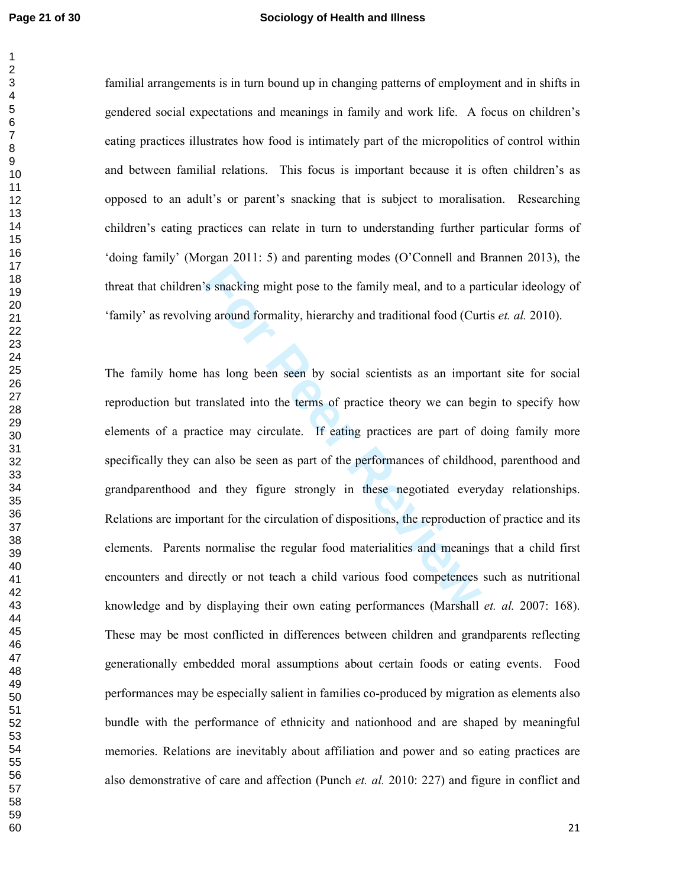familial arrangements is in turn bound up in changing patterns of employment and in shifts in gendered social expectations and meanings in family and work life. A focus on children's eating practices illustrates how food is intimately part of the micropolitics of control within and between familial relations. This focus is important because it is often children's as opposed to an adult's or parent's snacking that is subject to moralisation. Researching children's eating practices can relate in turn to understanding further particular forms of 'doing family' (Morgan 2011: 5) and parenting modes (O'Connell and Brannen 2013), the threat that children's snacking might pose to the family meal, and to a particular ideology of 'family' as revolving around formality, hierarchy and traditional food (Curtis *et. al.* 2010).

The family home has long been seen by social scientists as an important site for social reproduction but translated into the terms of practice theory we can begin to specify how elements of a practice may circulate. If eating practices are part of doing family more specifically they can also be seen as part of the performances of childhood, parenthood and grandparenthood and they figure strongly in these negotiated everyday relationships. Relations are important for the circulation of dispositions, the reproduction of practice and its elements. Parents normalise the regular food materialities and meanings that a child first encounters and directly or not teach a child various food competences such as nutritional knowledge and by displaying their own eating performances (Marshall *et. al.* 2007: 168). These may be most conflicted in differences between children and grandparents reflecting generationally embedded moral assumptions about certain foods or eating events. Food performances may be especially salient in families co-produced by migration as elements also bundle with the performance of ethnicity and nationhood and are shaped by meaningful memories. Relations are inevitably about affiliation and power and so eating practices are also demonstrative of care and affection (Punch *et. al.* 2010: 227) and figure in conflict and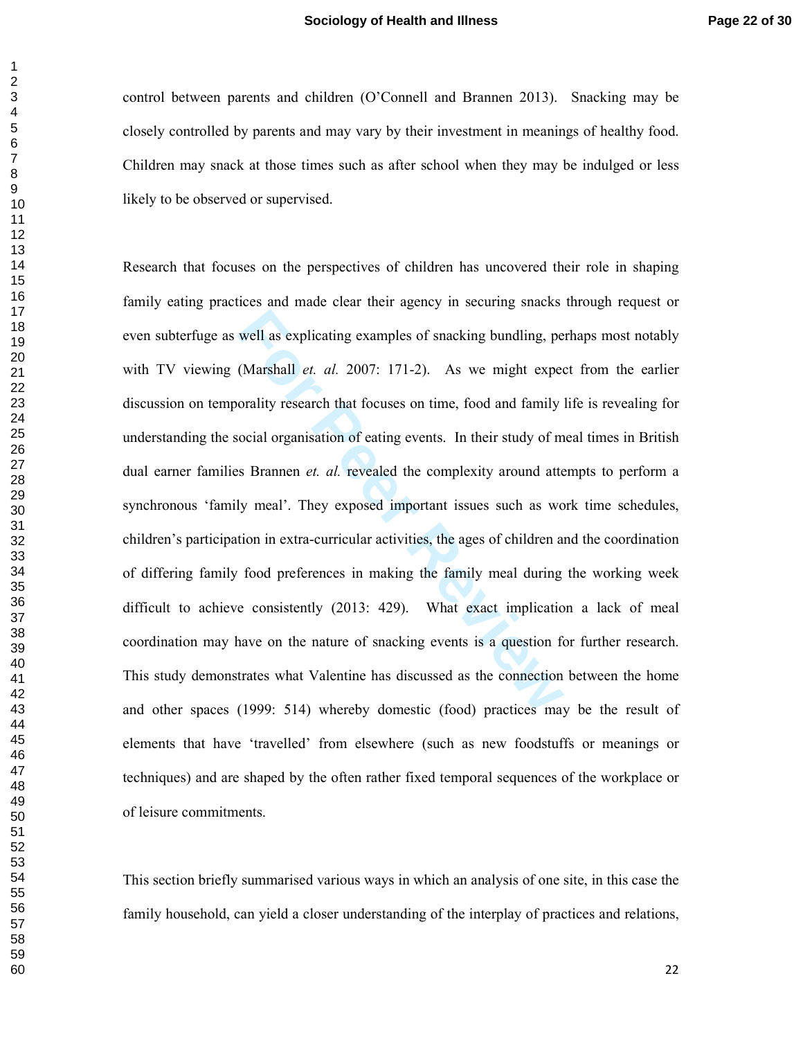control between parents and children (O'Connell and Brannen 2013). Snacking may be closely controlled by parents and may vary by their investment in meanings of healthy food. Children may snack at those times such as after school when they may be indulged or less likely to be observed or supervised.

Research that focuses on the perspectives of children has uncovered their role in shaping family eating practices and made clear their agency in securing snacks through request or even subterfuge as well as explicating examples of snacking bundling, perhaps most notably with TV viewing (Marshall *et. al.* 2007: 171-2). As we might expect from the earlier discussion on temporality research that focuses on time, food and family life is revealing for understanding the social organisation of eating events. In their study of meal times in British dual earner families Brannen *et. al.* revealed the complexity around attempts to perform a synchronous 'family meal'. They exposed important issues such as work time schedules, children's participation in extra-curricular activities, the ages of children and the coordination of differing family food preferences in making the family meal during the working week difficult to achieve consistently (2013: 429). What exact implication a lack of meal coordination may have on the nature of snacking events is a question for further research. This study demonstrates what Valentine has discussed as the connection between the home and other spaces (1999: 514) whereby domestic (food) practices may be the result of elements that have 'travelled' from elsewhere (such as new foodstuffs or meanings or techniques) and are shaped by the often rather fixed temporal sequences of the workplace or of leisure commitments.

This section briefly summarised various ways in which an analysis of one site, in this case the family household, can yield a closer understanding of the interplay of practices and relations,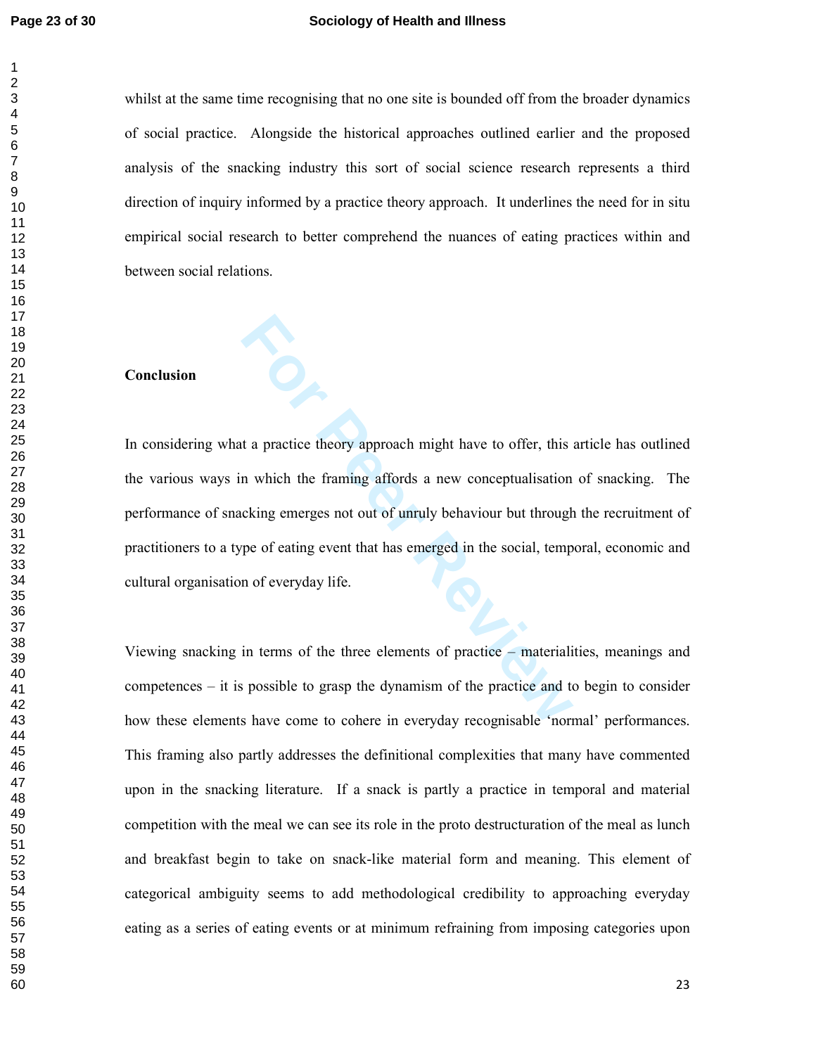whilst at the same time recognising that no one site is bounded off from the broader dynamics of social practice. Alongside the historical approaches outlined earlier and the proposed analysis of the snacking industry this sort of social science research represents a third direction of inquiry informed by a practice theory approach. It underlines the need for in situ empirical social research to better comprehend the nuances of eating practices within and between social relations.

## Conclusion

In considering what a practice theory approach might have to offer, this article has outlined the various ways in which the framing affords a new conceptualisation of snacking. The performance of snacking emerges not out of unruly behaviour but through the recruitment of practitioners to a type of eating event that has emerged in the social, temporal, economic and cultural organisation of everyday life.

Viewing snacking in terms of the three elements of practice – materialities, meanings and competences – it is possible to grasp the dynamism of the practice and to begin to consider how these elements have come to cohere in everyday recognisable 'normal' performances. This framing also partly addresses the definitional complexities that many have commented upon in the snacking literature. If a snack is partly a practice in temporal and material competition with the meal we can see its role in the proto destructuration of the meal as lunch and breakfast begin to take on snack-like material form and meaning. This element of categorical ambiguity seems to add methodological credibility to approaching everyday eating as a series of eating events or at minimum refraining from imposing categories upon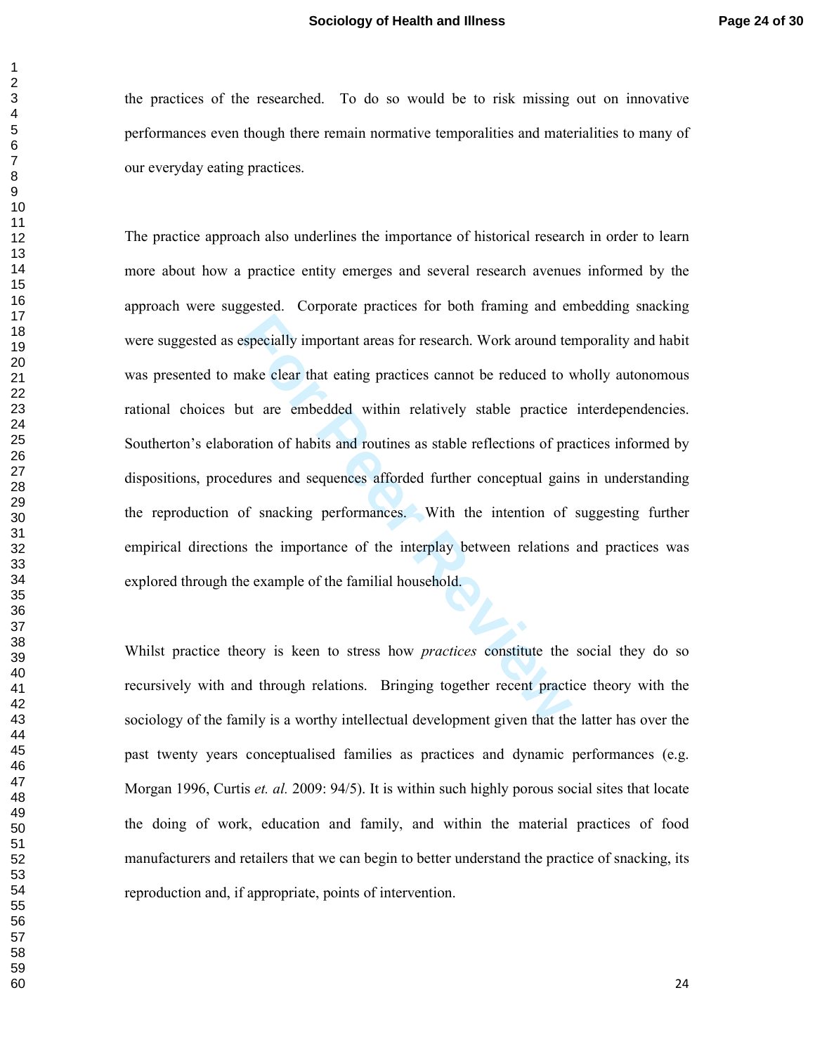the practices of the researched. To do so would be to risk missing out on innovative performances even though there remain normative temporalities and materialities to many of our everyday eating practices.

The practice approach also underlines the importance of historical research in order to learn more about how a practice entity emerges and several research avenues informed by the approach were suggested. Corporate practices for both framing and embedding snacking were suggested as especially important areas for research. Work around temporality and habit was presented to make clear that eating practices cannot be reduced to wholly autonomous rational choices but are embedded within relatively stable practice interdependencies. Southerton's elaboration of habits and routines as stable reflections of practices informed by dispositions, procedures and sequences afforded further conceptual gains in understanding the reproduction of snacking performances. With the intention of suggesting further empirical directions the importance of the interplay between relations and practices was explored through the example of the familial household.

Whilst practice theory is keen to stress how *practices* constitute the social they do so recursively with and through relations. Bringing together recent practice theory with the sociology of the family is a worthy intellectual development given that the latter has over the past twenty years conceptualised families as practices and dynamic performances (e.g. Morgan 1996, Curtis *et. al.* 2009: 94/5). It is within such highly porous social sites that locate the doing of work, education and family, and within the material practices of food manufacturers and retailers that we can begin to better understand the practice of snacking, its reproduction and, if appropriate, points of intervention.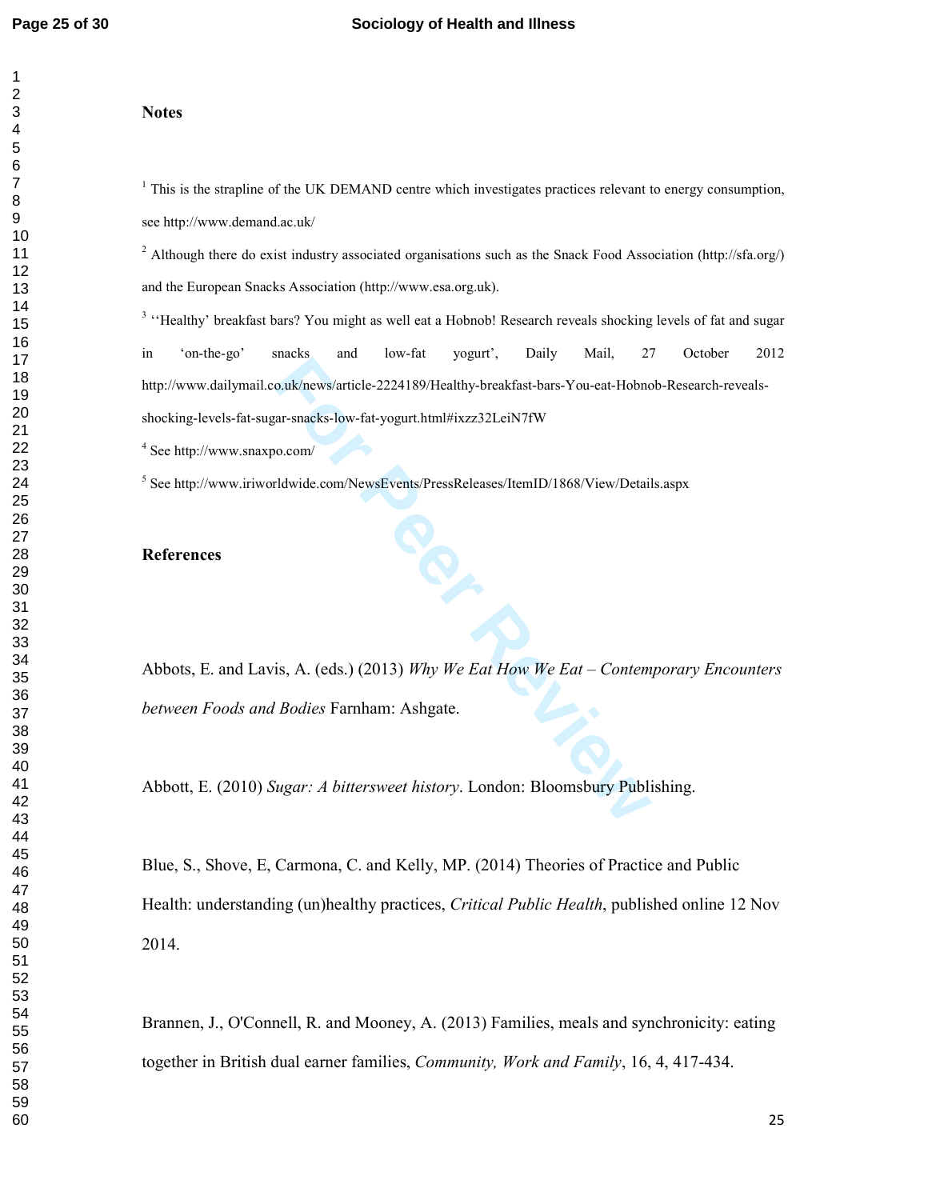## Notes

[1] This is the strapline of the UK DEMAND centre which investigates practices relevant to energy consumption, see http://www.demand.ac.uk/

[2] Although there do exist industry associated organisations such as the Snack Food Association (http://sfa.org/) and the European Snacks Association (http://www.esa.org.uk).

[3] ''Healthy' breakfast bars? You might as well eat a Hobnob! Research reveals shocking levels of fat and sugar in 'on-the-go' snacks and low-fat yogurt', Daily Mail, 27 October 2012 http://www.dailymail.co.uk/news/article-2224189/Healthy-breakfast-bars-You-eat-Hobnob-Research-reveals-shocking-levels-fat-sugar-snacks-low-fat-yogurt.html#ixzz32LeiN7fW

[4] See http://www.snaxpo.com/

[5] See http://www.iriworldwide.com/NewsEvents/PressReleases/ItemID/1868/View/Details.aspx

## References

Abbots, E. and Lavis, A. (eds.) (2013) *Why We Eat How We Eat – Contemporary Encounters between Foods and Bodies* Farnham: Ashgate.

Abbott, E. (2010) *Sugar: A bittersweet history*. London: Bloomsbury Publishing.

Blue, S., Shove, E, Carmona, C. and Kelly, MP. (2014) Theories of Practice and Public Health: understanding (un)healthy practices, *Critical Public Health*, published online 12 Nov 2014.

Brannen, J., O'Connell, R. and Mooney, A. (2013) Families, meals and synchronicity: eating together in British dual earner families, *Community, Work and Family*, 16, 4, 417-434.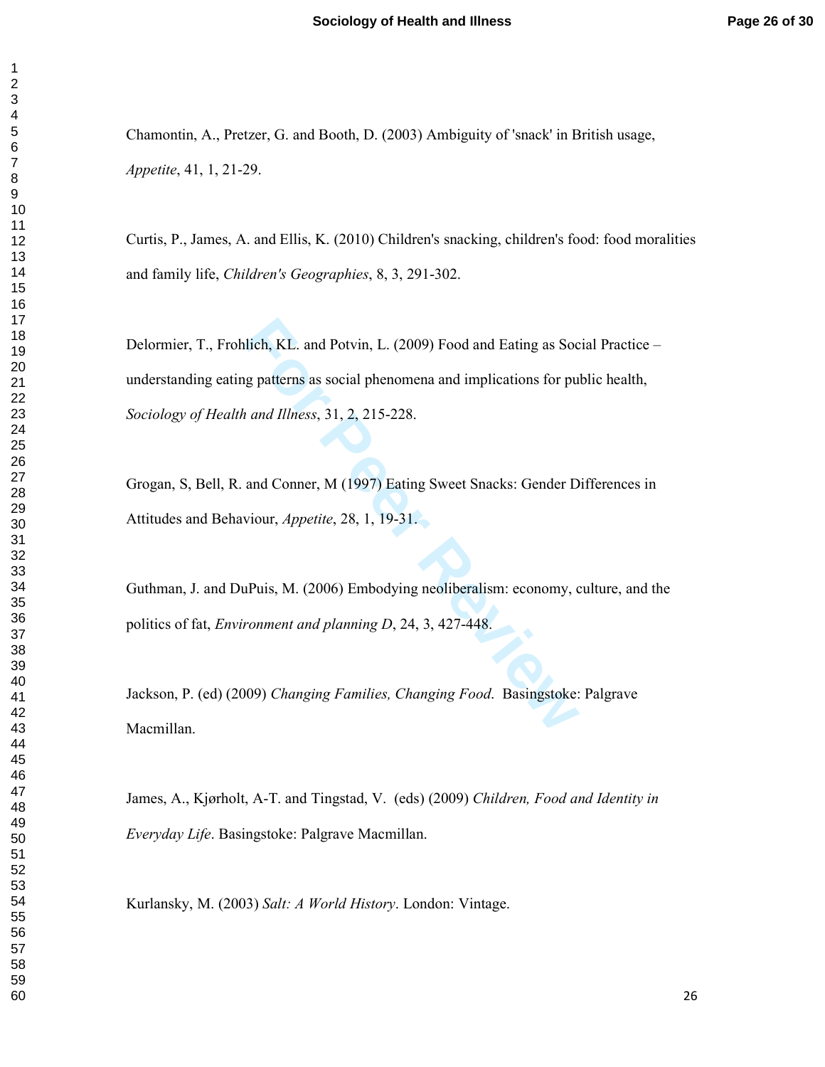Chamontin, A., Pretzer, G. and Booth, D. (2003) Ambiguity of 'snack' in British usage, *Appetite*, 41, 1, 21-29.

Curtis, P., James, A. and Ellis, K. (2010) Children's snacking, children's food: food moralities and family life, *Children's Geographies*, 8, 3, 291-302.

Delormier, T., Frohlich, KL. and Potvin, L. (2009) Food and Eating as Social Practice – understanding eating patterns as social phenomena and implications for public health, *Sociology of Health and Illness*, 31, 2, 215-228.

Grogan, S, Bell, R. and Conner, M (1997) Eating Sweet Snacks: Gender Differences in Attitudes and Behaviour, *Appetite*, 28, 1, 19-31.

Guthman, J. and DuPuis, M. (2006) Embodying neoliberalism: economy, culture, and the politics of fat, *Environment and planning D*, 24, 3, 427-448.

Jackson, P. (ed) (2009) *Changing Families, Changing Food*. Basingstoke: Palgrave Macmillan.

James, A., Kjørholt, A-T. and Tingstad, V. (eds) (2009) *Children, Food and Identity in Everyday Life*. Basingstoke: Palgrave Macmillan.

Kurlansky, M. (2003) *Salt: A World History*. London: Vintage.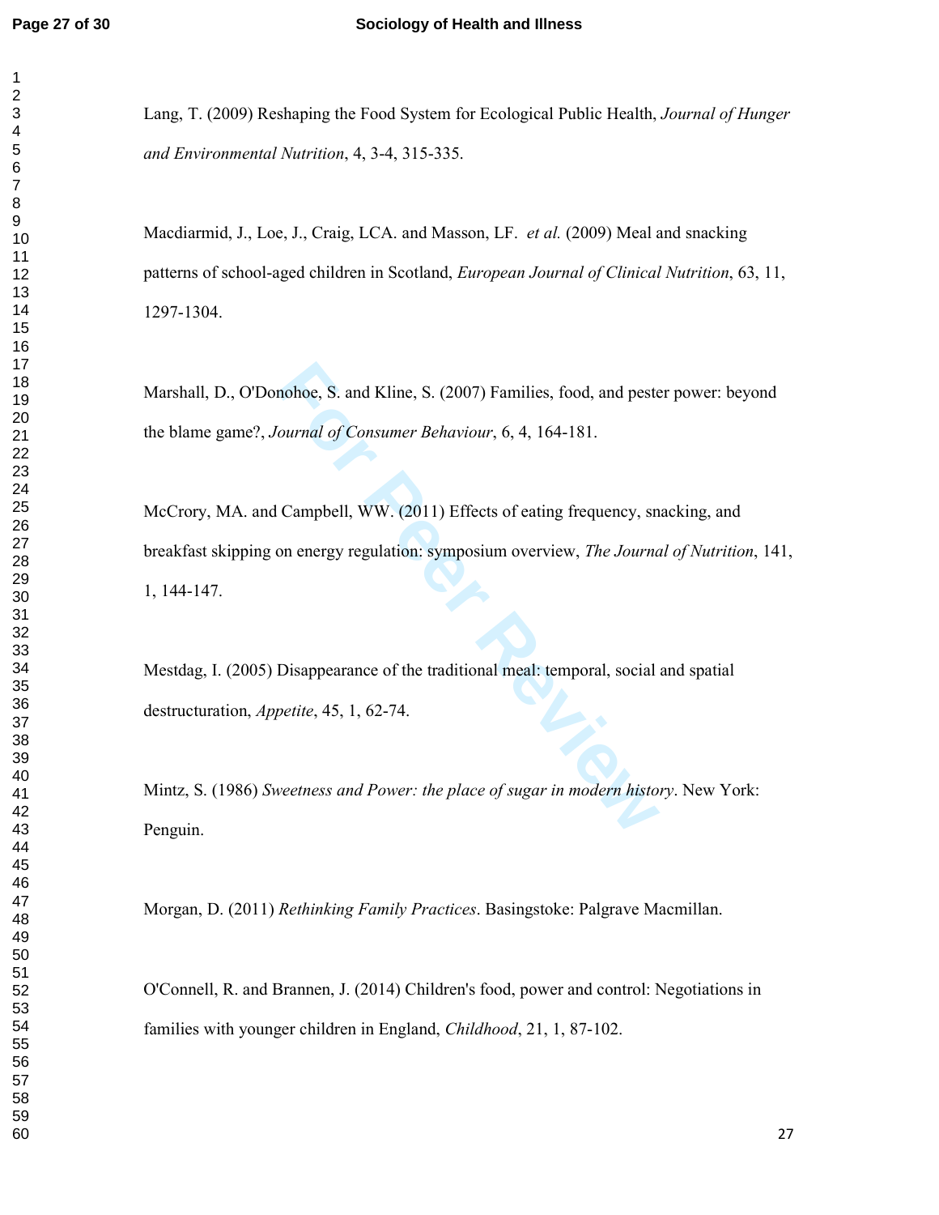Lang, T. (2009) Reshaping the Food System for Ecological Public Health, *Journal of Hunger and Environmental Nutrition*, 4, 3-4, 315-335.

Macdiarmid, J., Loe, J., Craig, LCA. and Masson, LF. *et al.* (2009) Meal and snacking patterns of school-aged children in Scotland, *European Journal of Clinical Nutrition*, 63, 11, 1297-1304.

Marshall, D., O'Donohoe, S. and Kline, S. (2007) Families, food, and pester power: beyond the blame game?, *Journal of Consumer Behaviour*, 6, 4, 164-181.

McCrory, MA. and Campbell, WW. (2011) Effects of eating frequency, snacking, and breakfast skipping on energy regulation: symposium overview, *The Journal of Nutrition*, 141, 1, 144-147.

Mestdag, I. (2005) Disappearance of the traditional meal: temporal, social and spatial destructuration, *Appetite*, 45, 1, 62-74.

Mintz, S. (1986) *Sweetness and Power: the place of sugar in modern history*. New York: Penguin.

Morgan, D. (2011) *Rethinking Family Practices*. Basingstoke: Palgrave Macmillan.

O'Connell, R. and Brannen, J. (2014) Children's food, power and control: Negotiations in families with younger children in England, *Childhood*, 21, 1, 87-102.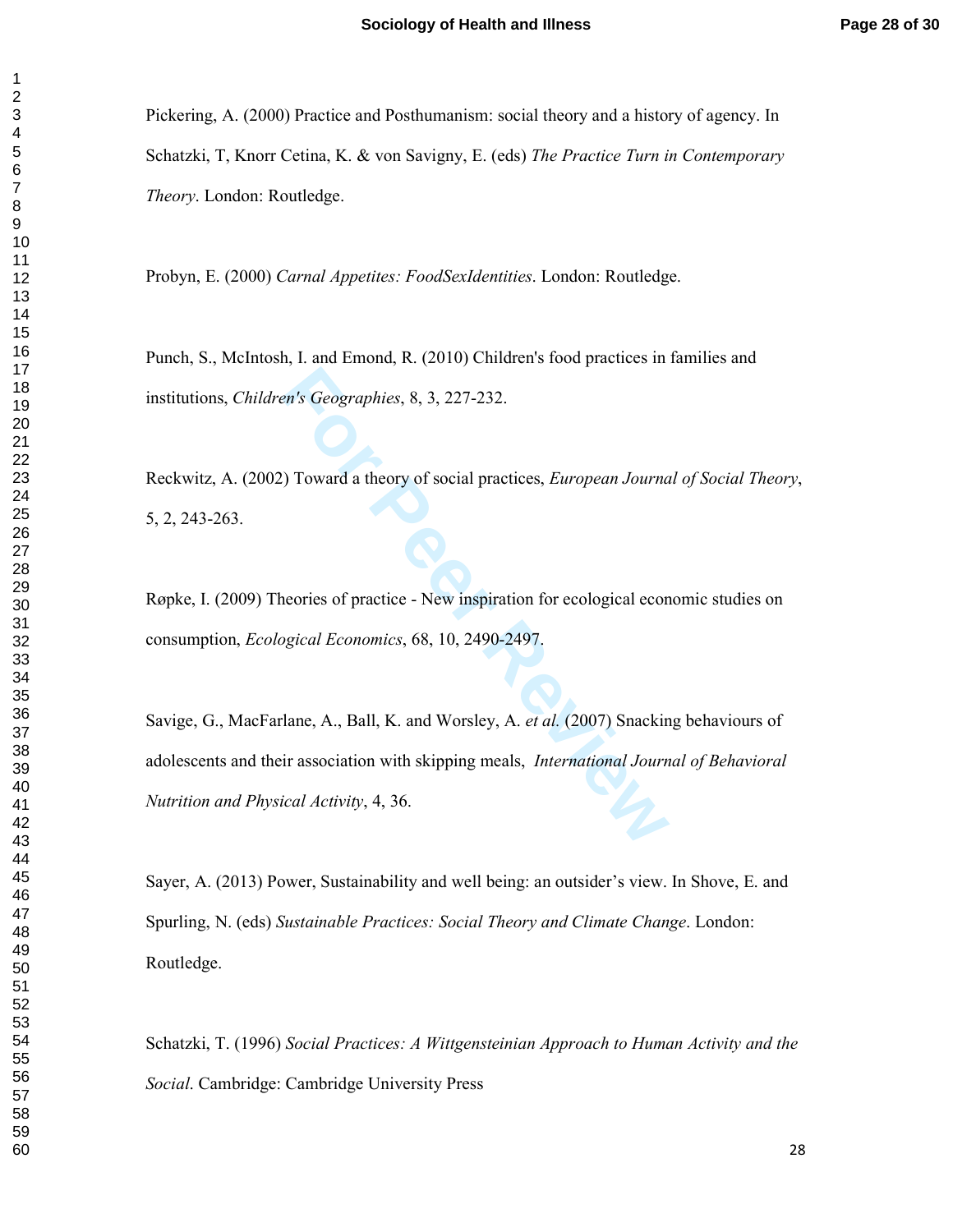Pickering, A. (2000) Practice and Posthumanism: social theory and a history of agency. In Schatzki, T, Knorr Cetina, K. & von Savigny, E. (eds) *The Practice Turn in Contemporary Theory*. London: Routledge.

Probyn, E. (2000) *Carnal Appetites: FoodSexIdentities*. London: Routledge.

Punch, S., McIntosh, I. and Emond, R. (2010) Children's food practices in families and institutions, *Children's Geographies*, 8, 3, 227-232.

Reckwitz, A. (2002) Toward a theory of social practices, *European Journal of Social Theory*, 5, 2, 243-263.

Røpke, I. (2009) Theories of practice - New inspiration for ecological economic studies on consumption, *Ecological Economics*, 68, 10, 2490-2497.

Savige, G., MacFarlane, A., Ball, K. and Worsley, A. *et al.* (2007) Snacking behaviours of adolescents and their association with skipping meals, *International Journal of Behavioral Nutrition and Physical Activity*, 4, 36.

Sayer, A. (2013) Power, Sustainability and well being: an outsider's view. In Shove, E. and Spurling, N. (eds) *Sustainable Practices: Social Theory and Climate Change*. London: Routledge.

Schatzki, T. (1996) *Social Practices: A Wittgensteinian Approach to Human Activity and the Social*. Cambridge: Cambridge University Press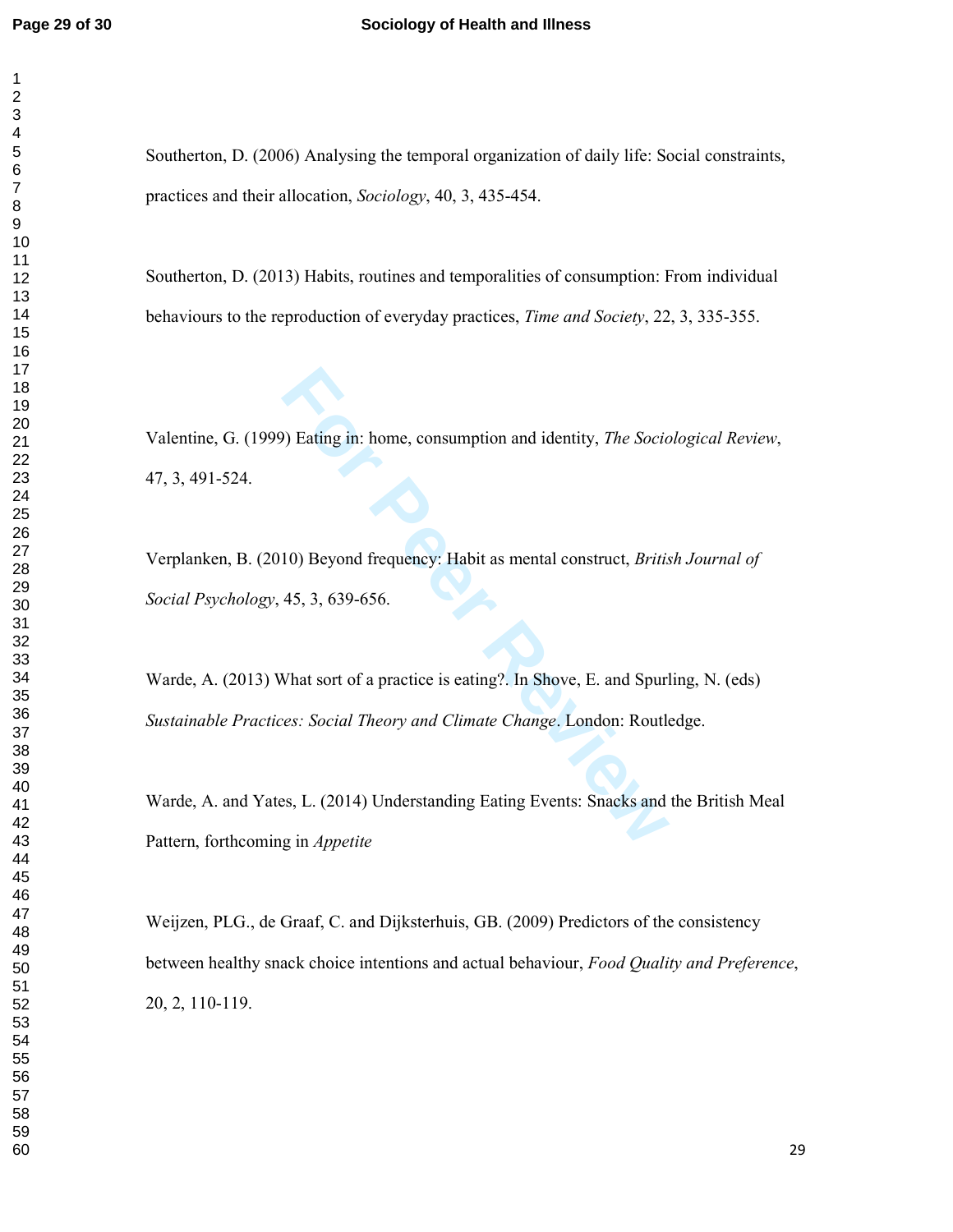Southerton, D. (2006) Analysing the temporal organization of daily life: Social constraints, practices and their allocation, *Sociology*, 40, 3, 435-454.

Southerton, D. (2013) Habits, routines and temporalities of consumption: From individual behaviours to the reproduction of everyday practices, *Time and Society*, 22, 3, 335-355.

Valentine, G. (1999) Eating in: home, consumption and identity, *The Sociological Review*, 47, 3, 491-524.

Verplanken, B. (2010) Beyond frequency: Habit as mental construct, *British Journal of Social Psychology*, 45, 3, 639-656.

Warde, A. (2013) What sort of a practice is eating?. In Shove, E. and Spurling, N. (eds) *Sustainable Practices: Social Theory and Climate Change*. London: Routledge.

Warde, A. and Yates, L. (2014) Understanding Eating Events: Snacks and the British Meal Pattern, forthcoming in *Appetite*

Weijzen, PLG., de Graaf, C. and Dijksterhuis, GB. (2009) Predictors of the consistency between healthy snack choice intentions and actual behaviour, *Food Quality and Preference*, 20, 2, 110-119.